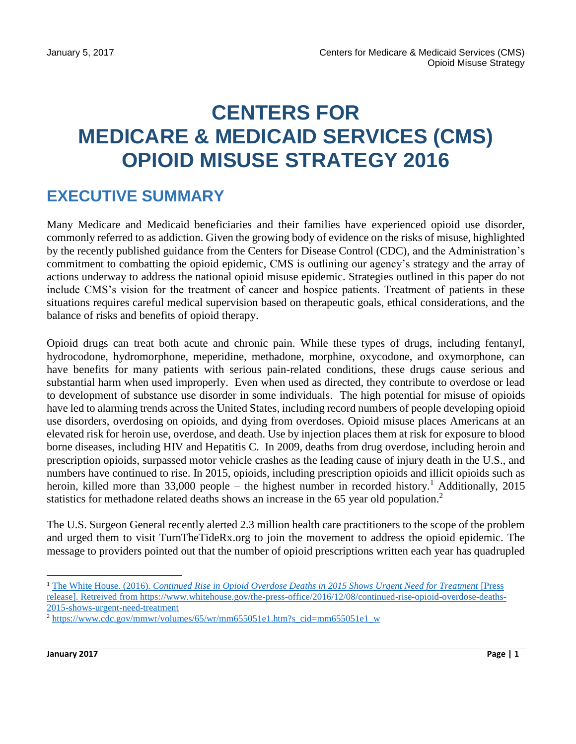# CENTERS FOR MEDICARE & MEDICAID SERVICES (CMS) OPIOID MISUSE STRATEGY 2016

## EXECUTIVE SUMMARY

Many Medicare and Medicaid beneficiaries and their families have experienced opioid use disorder, commonly referred to as addiction. Given the growing body of evidence on the risks of misuse, highlighted by the recently published guidance from the Centers for Disease Control (CDC), and the Administration's commitment to combatting the opioid epidemic, CMS is outlining our agency's strategy and the array of actions underway to address the national opioid misuse epidemic. Strategies outlined in this paper do not include CMS's vision for the treatment of cancer and hospice patients. Treatment of patients in these situations requires careful medical supervision based on therapeutic goals, ethical considerations, and the balance of risks and benefits of opioid therapy.

Opioid drugs can treat both acute and chronic pain. While these types of drugs, including fentanyl, hydrocodone, hydromorphone, meperidine, methadone, morphine, oxycodone, and oxymorphone, can have benefits for many patients with serious pain-related conditions, these drugs cause serious and substantial harm when used improperly. Even when used as directed, they contribute to overdose or lead to development of substance use disorder in some individuals. The high potential for misuse of opioids have led to alarming trends across the United States, including record numbers of people developing opioid use disorders, overdosing on opioids, and dying from overdoses. Opioid misuse places Americans at an elevated risk for heroin use, overdose, and death. Use by injection places them at risk for exposure to blood borne diseases, including HIV and Hepatitis C. In 2009, deaths from drug overdose, including heroin and prescription opioids, surpassed motor vehicle crashes as the leading cause of injury death in the U.S., and numbers have continued to rise. In 2015, opioids, including prescription opioids and illicit opioids such as heroin, killed more than 33,000 people – the highest number in recorded history.[1] Additionally, 2015 statistics for methadone related deaths shows an increase in the 65 year old population.[2]

The U.S. Surgeon General recently alerted 2.3 million health care practitioners to the scope of the problem and urged them to visit TurnTheTideRx.org to join the movement to address the opioid epidemic. The message to providers pointed out that the number of opioid prescriptions written each year has quadrupled

---

[1] The White House. (2016). *Continued Rise in Opioid Overdose Deaths in 2015 Shows Urgent Need for Treatment* [Press release]. Retreived from https://www.whitehouse.gov/the-press-office/2016/12/08/continued-rise-opioid-overdose-deaths-2015-shows-urgent-need-treatment

[2] https://www.cdc.gov/mmwr/volumes/65/wr/mm655051e1.htm?s_cid=mm655051e1_w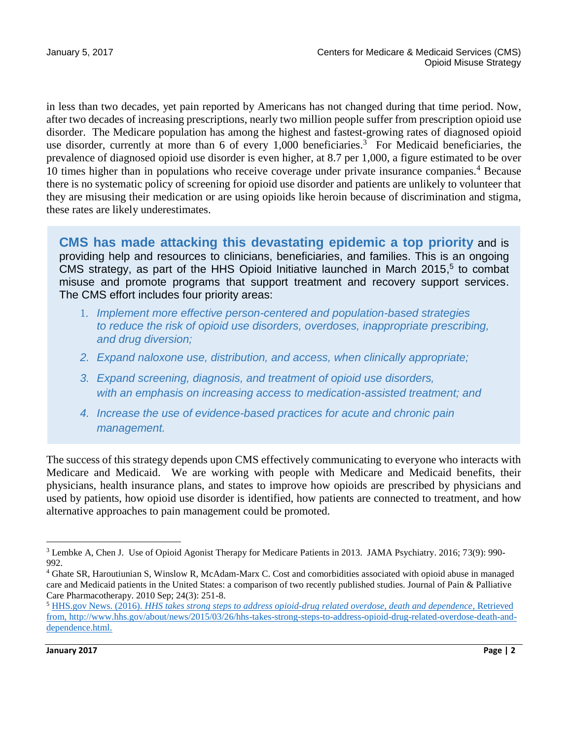in less than two decades, yet pain reported by Americans has not changed during that time period. Now, after two decades of increasing prescriptions, nearly two million people suffer from prescription opioid use disorder. The Medicare population has among the highest and fastest-growing rates of diagnosed opioid use disorder, currently at more than 6 of every 1,000 beneficiaries.[3] For Medicaid beneficiaries, the prevalence of diagnosed opioid use disorder is even higher, at 8.7 per 1,000, a figure estimated to be over 10 times higher than in populations who receive coverage under private insurance companies.[4] Because there is no systematic policy of screening for opioid use disorder and patients are unlikely to volunteer that they are misusing their medication or are using opioids like heroin because of discrimination and stigma, these rates are likely underestimates.

**CMS has made attacking this devastating epidemic a top priority** and is providing help and resources to clinicians, beneficiaries, and families. This is an ongoing CMS strategy, as part of the HHS Opioid Initiative launched in March 2015,[5] to combat misuse and promote programs that support treatment and recovery support services. The CMS effort includes four priority areas:

1. *Implement more effective person-centered and population-based strategies to reduce the risk of opioid use disorders, overdoses, inappropriate prescribing, and drug diversion;*
2. *Expand naloxone use, distribution, and access, when clinically appropriate;*
3. *Expand screening, diagnosis, and treatment of opioid use disorders, with an emphasis on increasing access to medication-assisted treatment; and*
4. *Increase the use of evidence-based practices for acute and chronic pain management.*

The success of this strategy depends upon CMS effectively communicating to everyone who interacts with Medicare and Medicaid. We are working with people with Medicare and Medicaid benefits, their physicians, health insurance plans, and states to improve how opioids are prescribed by physicians and used by patients, how opioid use disorder is identified, how patients are connected to treatment, and how alternative approaches to pain management could be promoted.

---

[3] Lembke A, Chen J. Use of Opioid Agonist Therapy for Medicare Patients in 2013. JAMA Psychiatry. 2016; 73(9): 990-992.

[4] Ghate SR, Haroutiunian S, Winslow R, McAdam-Marx C. Cost and comorbidities associated with opioid abuse in managed care and Medicaid patients in the United States: a comparison of two recently published studies. Journal of Pain & Palliative Care Pharmacotherapy. 2010 Sep; 24(3): 251-8.

[5] HHS.gov News. (2016). *HHS takes strong steps to address opioid-drug related overdose, death and dependence*, Retrieved from, http://www.hhs.gov/about/news/2015/03/26/hhs-takes-strong-steps-to-address-opioid-drug-related-overdose-death-and-dependence.html.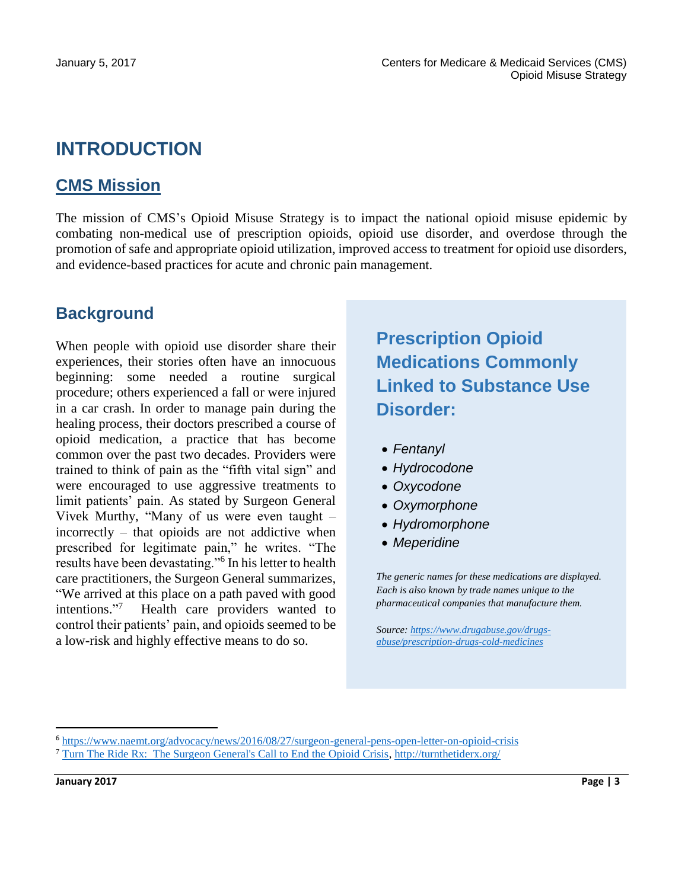# INTRODUCTION

## CMS Mission

The mission of CMS's Opioid Misuse Strategy is to impact the national opioid misuse epidemic by combating non-medical use of prescription opioids, opioid use disorder, and overdose through the promotion of safe and appropriate opioid utilization, improved access to treatment for opioid use disorders, and evidence-based practices for acute and chronic pain management.

## Background

When people with opioid use disorder share their experiences, their stories often have an innocuous beginning: some needed a routine surgical procedure; others experienced a fall or were injured in a car crash. In order to manage pain during the healing process, their doctors prescribed a course of opioid medication, a practice that has become common over the past two decades. Providers were trained to think of pain as the "fifth vital sign" and were encouraged to use aggressive treatments to limit patients' pain. As stated by Surgeon General Vivek Murthy, "Many of us were even taught – incorrectly – that opioids are not addictive when prescribed for legitimate pain," he writes. "The results have been devastating."[6] In his letter to health care practitioners, the Surgeon General summarizes, "We arrived at this place on a path paved with good intentions."[7] Health care providers wanted to control their patients' pain, and opioids seemed to be a low-risk and highly effective means to do so.

### Prescription Opioid Medications Commonly Linked to Substance Use Disorder:

- *Fentanyl*
- *Hydrocodone*
- *Oxycodone*
- *Oxymorphone*
- *Hydromorphone*
- *Meperidine*

*The generic names for these medications are displayed. Each is also known by trade names unique to the pharmaceutical companies that manufacture them.*

*Source: https://www.drugabuse.gov/drugs-abuse/prescription-drugs-cold-medicines*

---

[6] https://www.naemt.org/advocacy/news/2016/08/27/surgeon-general-pens-open-letter-on-opioid-crisis

[7] Turn The Ride Rx: The Surgeon General's Call to End the Opioid Crisis, http://turnthetiderx.org/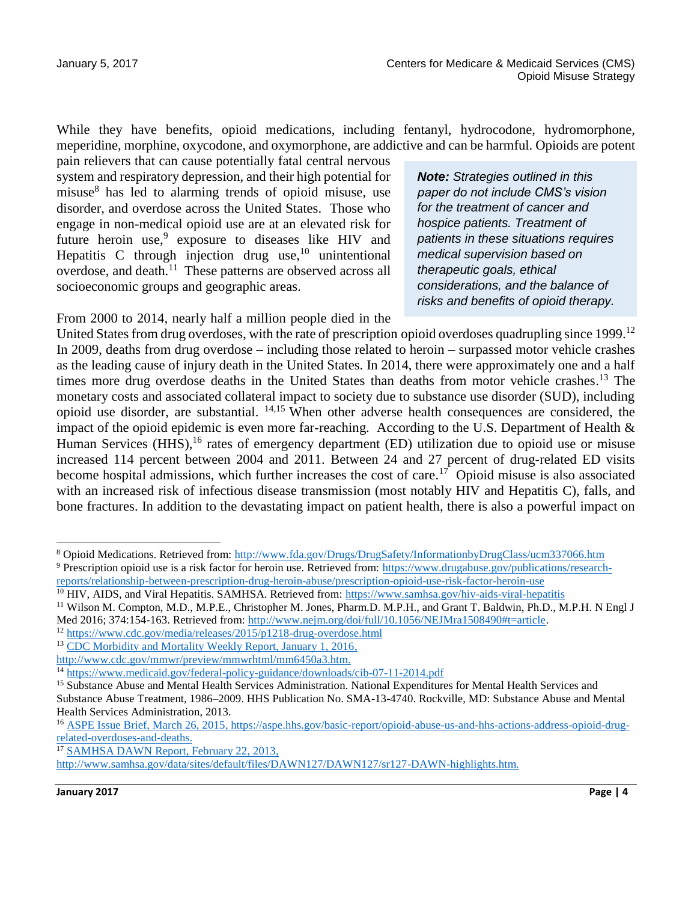While they have benefits, opioid medications, including fentanyl, hydrocodone, hydromorphone, meperidine, morphine, oxycodone, and oxymorphone, are addictive and can be harmful. Opioids are potent pain relievers that can cause potentially fatal central nervous system and respiratory depression, and their high potential for misuse[8] has led to alarming trends of opioid misuse, use disorder, and overdose across the United States. Those who engage in non-medical opioid use are at an elevated risk for future heroin use,[9] exposure to diseases like HIV and Hepatitis C through injection drug use,[10] unintentional overdose, and death.[11] These patterns are observed across all socioeconomic groups and geographic areas.

> ***Note:*** *Strategies outlined in this paper do not include CMS's vision for the treatment of cancer and hospice patients. Treatment of patients in these situations requires medical supervision based on therapeutic goals, ethical considerations, and the balance of risks and benefits of opioid therapy.*

From 2000 to 2014, nearly half a million people died in the United States from drug overdoses, with the rate of prescription opioid overdoses quadrupling since 1999.[12] In 2009, deaths from drug overdose – including those related to heroin – surpassed motor vehicle crashes as the leading cause of injury death in the United States. In 2014, there were approximately one and a half times more drug overdose deaths in the United States than deaths from motor vehicle crashes.[13] The monetary costs and associated collateral impact to society due to substance use disorder (SUD), including opioid use disorder, are substantial. [14,15] When other adverse health consequences are considered, the impact of the opioid epidemic is even more far-reaching. According to the U.S. Department of Health & Human Services (HHS),[16] rates of emergency department (ED) utilization due to opioid use or misuse increased 114 percent between 2004 and 2011. Between 24 and 27 percent of drug-related ED visits become hospital admissions, which further increases the cost of care.[17] Opioid misuse is also associated with an increased risk of infectious disease transmission (most notably HIV and Hepatitis C), falls, and bone fractures. In addition to the devastating impact on patient health, there is also a powerful impact on

---

[8] Opioid Medications. Retrieved from: http://www.fda.gov/Drugs/DrugSafety/InformationbyDrugClass/ucm337066.htm

[9] Prescription opioid use is a risk factor for heroin use. Retrieved from: https://www.drugabuse.gov/publications/research-reports/relationship-between-prescription-drug-heroin-abuse/prescription-opioid-use-risk-factor-heroin-use

[10] HIV, AIDS, and Viral Hepatitis. SAMHSA. Retrieved from: https://www.samhsa.gov/hiv-aids-viral-hepatitis

[11] Wilson M. Compton, M.D., M.P.E., Christopher M. Jones, Pharm.D. M.P.H., and Grant T. Baldwin, Ph.D., M.P.H. N Engl J Med 2016; 374:154-163. Retrieved from: http://www.nejm.org/doi/full/10.1056/NEJMra1508490#t=article.

[12] https://www.cdc.gov/media/releases/2015/p1218-drug-overdose.html

[13] CDC Morbidity and Mortality Weekly Report, January 1, 2016, http://www.cdc.gov/mmwr/preview/mmwrhtml/mm6450a3.htm.

[14] https://www.medicaid.gov/federal-policy-guidance/downloads/cib-07-11-2014.pdf

[15] Substance Abuse and Mental Health Services Administration. National Expenditures for Mental Health Services and Substance Abuse Treatment, 1986–2009. HHS Publication No. SMA-13-4740. Rockville, MD: Substance Abuse and Mental Health Services Administration, 2013.

[16] ASPE Issue Brief, March 26, 2015, https://aspe.hhs.gov/basic-report/opioid-abuse-us-and-hhs-actions-address-opioid-drug-related-overdoses-and-deaths.

[17] SAMHSA DAWN Report, February 22, 2013, http://www.samhsa.gov/data/sites/default/files/DAWN127/DAWN127/sr127-DAWN-highlights.htm.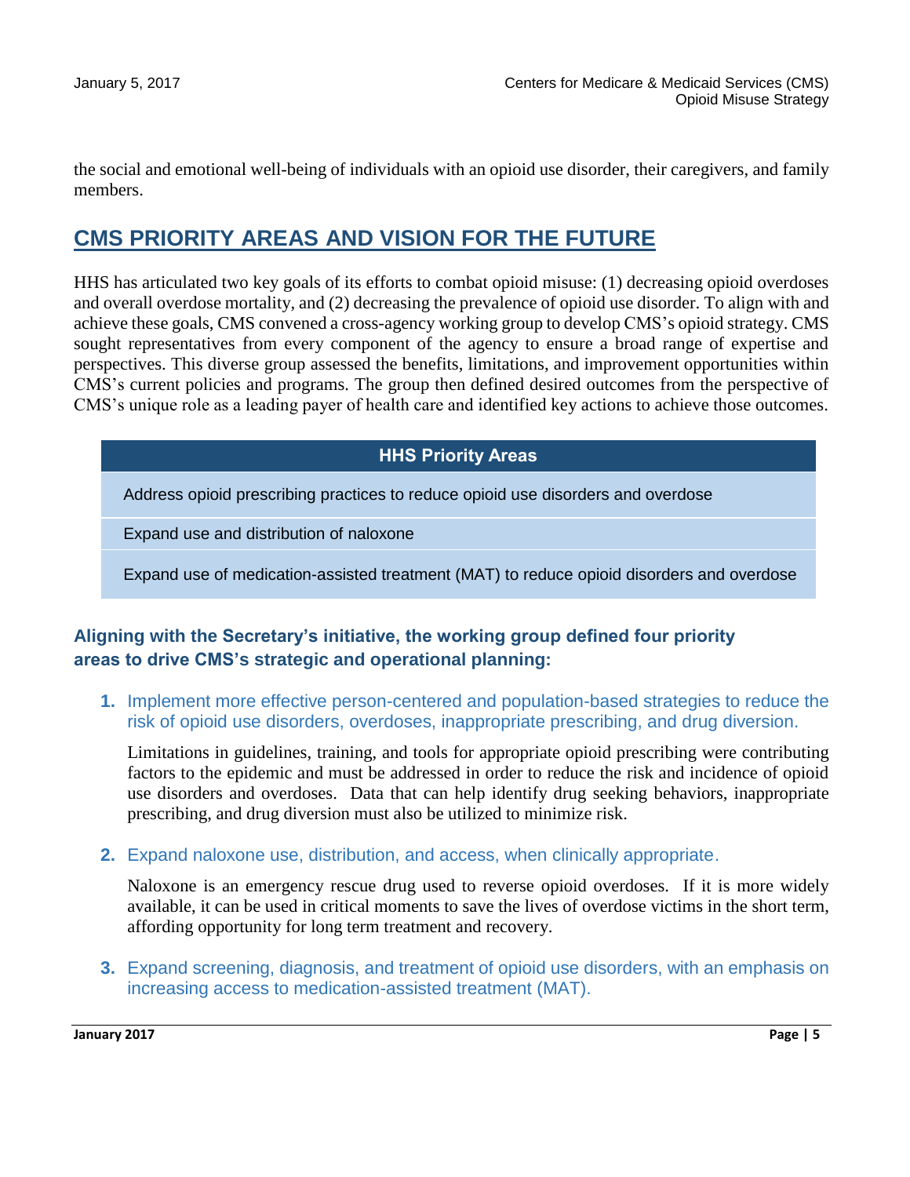the social and emotional well-being of individuals with an opioid use disorder, their caregivers, and family members.

## CMS PRIORITY AREAS AND VISION FOR THE FUTURE

HHS has articulated two key goals of its efforts to combat opioid misuse: (1) decreasing opioid overdoses and overall overdose mortality, and (2) decreasing the prevalence of opioid use disorder. To align with and achieve these goals, CMS convened a cross-agency working group to develop CMS's opioid strategy. CMS sought representatives from every component of the agency to ensure a broad range of expertise and perspectives. This diverse group assessed the benefits, limitations, and improvement opportunities within CMS's current policies and programs. The group then defined desired outcomes from the perspective of CMS's unique role as a leading payer of health care and identified key actions to achieve those outcomes.

| HHS Priority Areas |
| --- |
| Address opioid prescribing practices to reduce opioid use disorders and overdose |
| Expand use and distribution of naloxone |
| Expand use of medication-assisted treatment (MAT) to reduce opioid disorders and overdose |

### Aligning with the Secretary's initiative, the working group defined four priority areas to drive CMS's strategic and operational planning:

1. Implement more effective person-centered and population-based strategies to reduce the risk of opioid use disorders, overdoses, inappropriate prescribing, and drug diversion.

   Limitations in guidelines, training, and tools for appropriate opioid prescribing were contributing factors to the epidemic and must be addressed in order to reduce the risk and incidence of opioid use disorders and overdoses. Data that can help identify drug seeking behaviors, inappropriate prescribing, and drug diversion must also be utilized to minimize risk.

2. Expand naloxone use, distribution, and access, when clinically appropriate.

   Naloxone is an emergency rescue drug used to reverse opioid overdoses. If it is more widely available, it can be used in critical moments to save the lives of overdose victims in the short term, affording opportunity for long term treatment and recovery.

3. Expand screening, diagnosis, and treatment of opioid use disorders, with an emphasis on increasing access to medication-assisted treatment (MAT).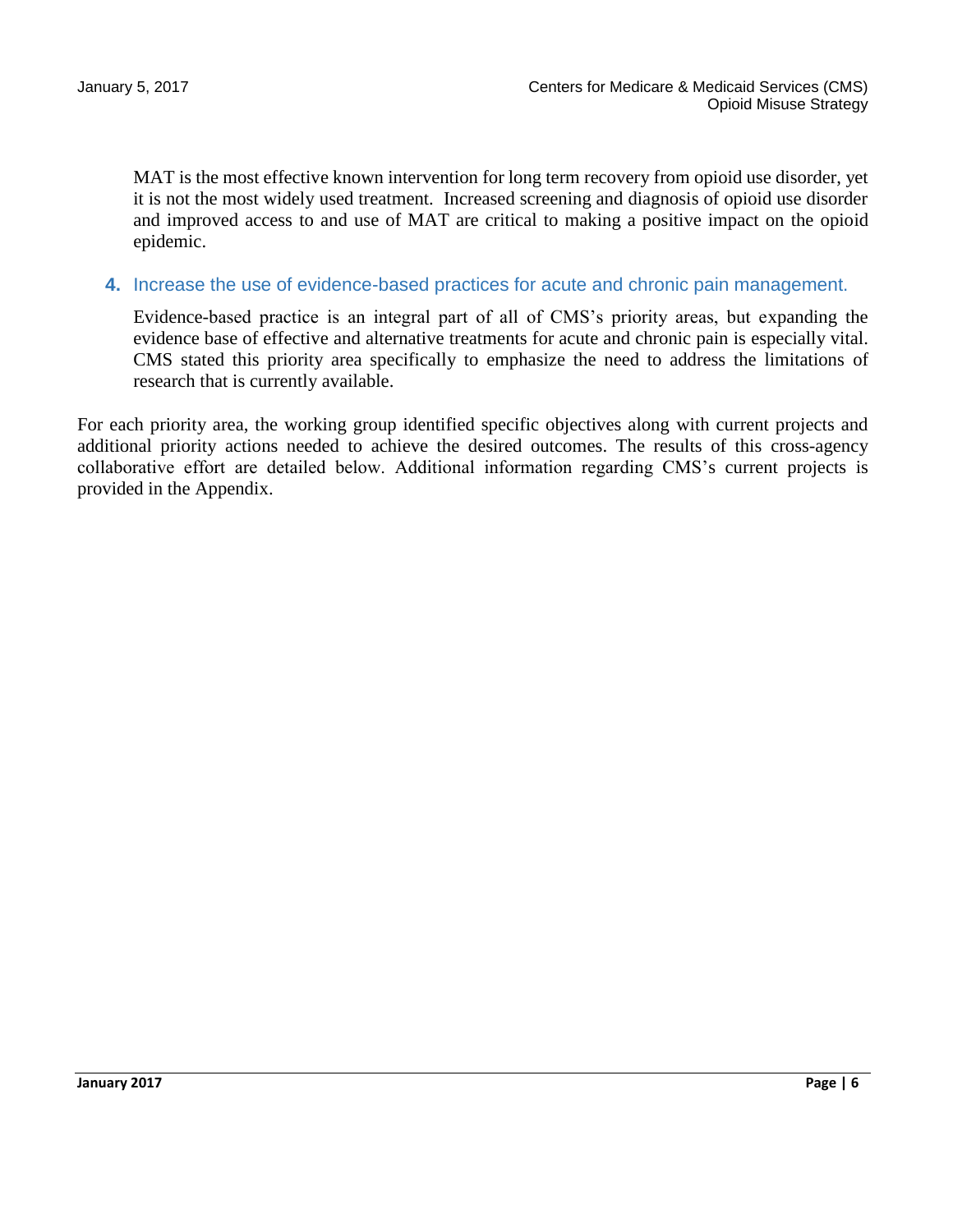MAT is the most effective known intervention for long term recovery from opioid use disorder, yet it is not the most widely used treatment. Increased screening and diagnosis of opioid use disorder and improved access to and use of MAT are critical to making a positive impact on the opioid epidemic.

### 4. Increase the use of evidence-based practices for acute and chronic pain management.

Evidence-based practice is an integral part of all of CMS's priority areas, but expanding the evidence base of effective and alternative treatments for acute and chronic pain is especially vital. CMS stated this priority area specifically to emphasize the need to address the limitations of research that is currently available.

For each priority area, the working group identified specific objectives along with current projects and additional priority actions needed to achieve the desired outcomes. The results of this cross-agency collaborative effort are detailed below. Additional information regarding CMS's current projects is provided in the Appendix.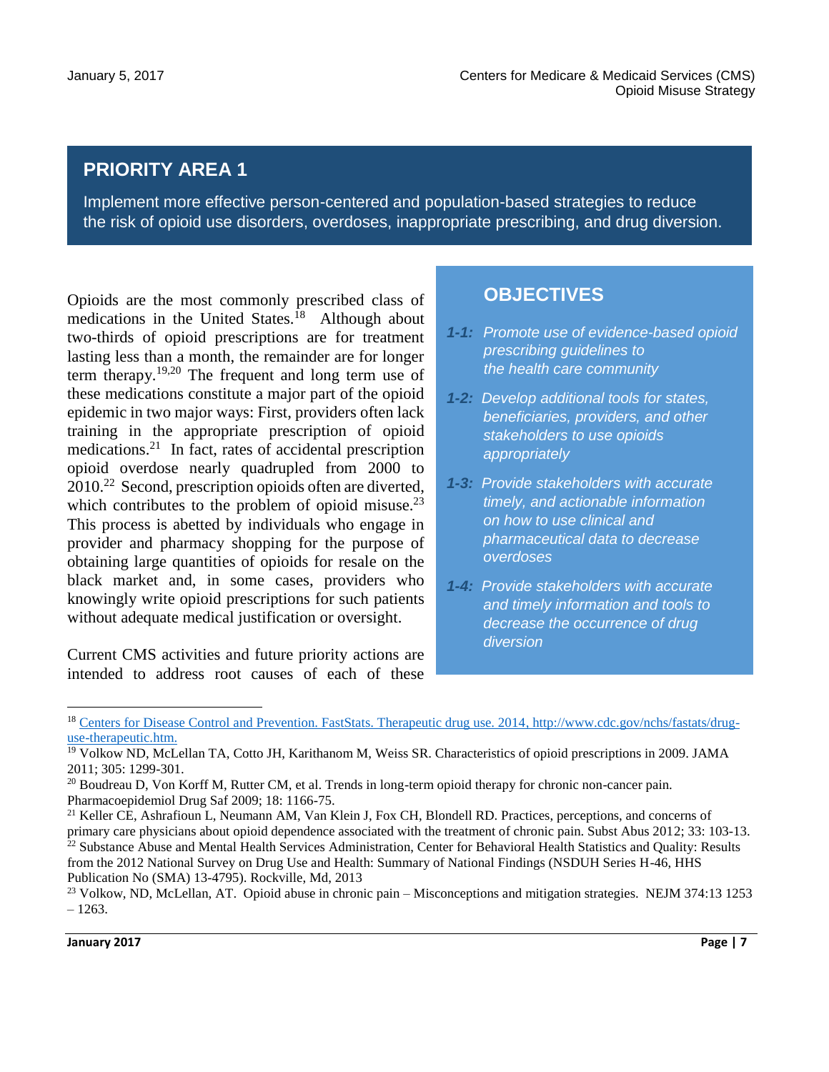## PRIORITY AREA 1

Implement more effective person-centered and population-based strategies to reduce the risk of opioid use disorders, overdoses, inappropriate prescribing, and drug diversion.

Opioids are the most commonly prescribed class of medications in the United States.[18] Although about two-thirds of opioid prescriptions are for treatment lasting less than a month, the remainder are for longer term therapy.[19,20] The frequent and long term use of these medications constitute a major part of the opioid epidemic in two major ways: First, providers often lack training in the appropriate prescription of opioid medications.[21] In fact, rates of accidental prescription opioid overdose nearly quadrupled from 2000 to 2010.[22] Second, prescription opioids often are diverted, which contributes to the problem of opioid misuse.[23] This process is abetted by individuals who engage in provider and pharmacy shopping for the purpose of obtaining large quantities of opioids for resale on the black market and, in some cases, providers who knowingly write opioid prescriptions for such patients without adequate medical justification or oversight.

### OBJECTIVES

- *1-1: Promote use of evidence-based opioid prescribing guidelines to the health care community*
- *1-2: Develop additional tools for states, beneficiaries, providers, and other stakeholders to use opioids appropriately*
- *1-3: Provide stakeholders with accurate timely, and actionable information on how to use clinical and pharmaceutical data to decrease overdoses*
- *1-4: Provide stakeholders with accurate and timely information and tools to decrease the occurrence of drug diversion*

Current CMS activities and future priority actions are intended to address root causes of each of these

---

[18] Centers for Disease Control and Prevention. FastStats. Therapeutic drug use. 2014, http://www.cdc.gov/nchs/fastats/drug-use-therapeutic.htm.

[19] Volkow ND, McLellan TA, Cotto JH, Karithanom M, Weiss SR. Characteristics of opioid prescriptions in 2009. JAMA 2011; 305: 1299-301.

[20] Boudreau D, Von Korff M, Rutter CM, et al. Trends in long-term opioid therapy for chronic non-cancer pain. Pharmacoepidemiol Drug Saf 2009; 18: 1166-75.

[21] Keller CE, Ashrafioun L, Neumann AM, Van Klein J, Fox CH, Blondell RD. Practices, perceptions, and concerns of primary care physicians about opioid dependence associated with the treatment of chronic pain. Subst Abus 2012; 33: 103-13.

[22] Substance Abuse and Mental Health Services Administration, Center for Behavioral Health Statistics and Quality: Results from the 2012 National Survey on Drug Use and Health: Summary of National Findings (NSDUH Series H-46, HHS Publication No (SMA) 13-4795). Rockville, Md, 2013

[23] Volkow, ND, McLellan, AT. Opioid abuse in chronic pain – Misconceptions and mitigation strategies. NEJM 374:13 1253 – 1263.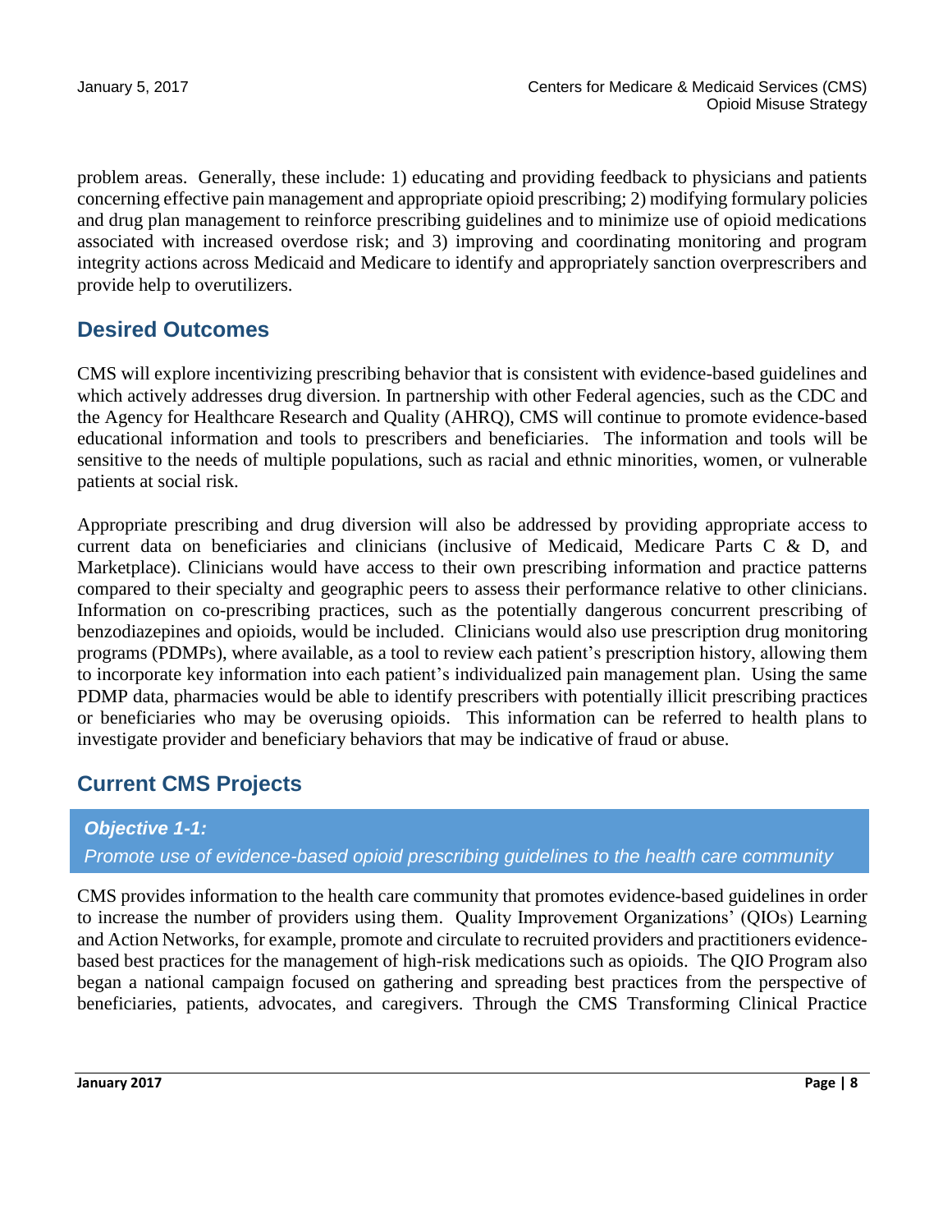problem areas. Generally, these include: 1) educating and providing feedback to physicians and patients concerning effective pain management and appropriate opioid prescribing; 2) modifying formulary policies and drug plan management to reinforce prescribing guidelines and to minimize use of opioid medications associated with increased overdose risk; and 3) improving and coordinating monitoring and program integrity actions across Medicaid and Medicare to identify and appropriately sanction overprescribers and provide help to overutilizers.

## Desired Outcomes

CMS will explore incentivizing prescribing behavior that is consistent with evidence-based guidelines and which actively addresses drug diversion. In partnership with other Federal agencies, such as the CDC and the Agency for Healthcare Research and Quality (AHRQ), CMS will continue to promote evidence-based educational information and tools to prescribers and beneficiaries. The information and tools will be sensitive to the needs of multiple populations, such as racial and ethnic minorities, women, or vulnerable patients at social risk.

Appropriate prescribing and drug diversion will also be addressed by providing appropriate access to current data on beneficiaries and clinicians (inclusive of Medicaid, Medicare Parts C & D, and Marketplace). Clinicians would have access to their own prescribing information and practice patterns compared to their specialty and geographic peers to assess their performance relative to other clinicians. Information on co-prescribing practices, such as the potentially dangerous concurrent prescribing of benzodiazepines and opioids, would be included. Clinicians would also use prescription drug monitoring programs (PDMPs), where available, as a tool to review each patient's prescription history, allowing them to incorporate key information into each patient's individualized pain management plan. Using the same PDMP data, pharmacies would be able to identify prescribers with potentially illicit prescribing practices or beneficiaries who may be overusing opioids. This information can be referred to health plans to investigate provider and beneficiary behaviors that may be indicative of fraud or abuse.

## Current CMS Projects

***Objective 1-1:***
*Promote use of evidence-based opioid prescribing guidelines to the health care community*

CMS provides information to the health care community that promotes evidence-based guidelines in order to increase the number of providers using them. Quality Improvement Organizations' (QIOs) Learning and Action Networks, for example, promote and circulate to recruited providers and practitioners evidence-based best practices for the management of high-risk medications such as opioids. The QIO Program also began a national campaign focused on gathering and spreading best practices from the perspective of beneficiaries, patients, advocates, and caregivers. Through the CMS Transforming Clinical Practice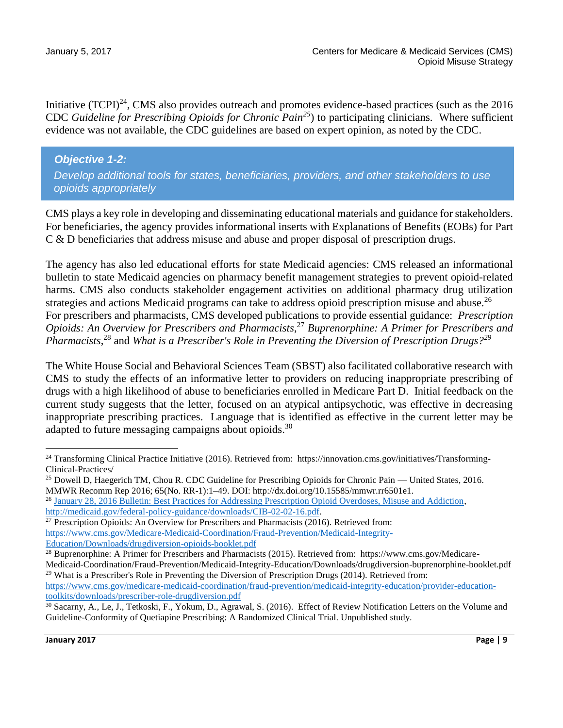Initiative (TCPI)[24], CMS also provides outreach and promotes evidence-based practices (such as the 2016 CDC *Guideline for Prescribing Opioids for Chronic Pain*[25]) to participating clinicians. Where sufficient evidence was not available, the CDC guidelines are based on expert opinion, as noted by the CDC.

### *Objective 1-2:*

*Develop additional tools for states, beneficiaries, providers, and other stakeholders to use opioids appropriately*

CMS plays a key role in developing and disseminating educational materials and guidance for stakeholders. For beneficiaries, the agency provides informational inserts with Explanations of Benefits (EOBs) for Part C & D beneficiaries that address misuse and abuse and proper disposal of prescription drugs.

The agency has also led educational efforts for state Medicaid agencies: CMS released an informational bulletin to state Medicaid agencies on pharmacy benefit management strategies to prevent opioid-related harms. CMS also conducts stakeholder engagement activities on additional pharmacy drug utilization strategies and actions Medicaid programs can take to address opioid prescription misuse and abuse.[26] For prescribers and pharmacists, CMS developed publications to provide essential guidance: *Prescription Opioids: An Overview for Prescribers and Pharmacists*,[27] *Buprenorphine: A Primer for Prescribers and Pharmacists*,[28] and *What is a Prescriber's Role in Preventing the Diversion of Prescription Drugs?*[29]

The White House Social and Behavioral Sciences Team (SBST) also facilitated collaborative research with CMS to study the effects of an informative letter to providers on reducing inappropriate prescribing of drugs with a high likelihood of abuse to beneficiaries enrolled in Medicare Part D. Initial feedback on the current study suggests that the letter, focused on an atypical antipsychotic, was effective in decreasing inappropriate prescribing practices. Language that is identified as effective in the current letter may be adapted to future messaging campaigns about opioids.[30]

---

[24] Transforming Clinical Practice Initiative (2016). Retrieved from: https://innovation.cms.gov/initiatives/Transforming-Clinical-Practices/

[25] Dowell D, Haegerich TM, Chou R. CDC Guideline for Prescribing Opioids for Chronic Pain — United States, 2016. MMWR Recomm Rep 2016; 65(No. RR-1):1–49. DOI: http://dx.doi.org/10.15585/mmwr.rr6501e1.

[26] [January 28, 2016 Bulletin: Best Practices for Addressing Prescription Opioid Overdoses, Misuse and Addiction](http://medicaid.gov/federal-policy-guidance/downloads/CIB-02-02-16.pdf), http://medicaid.gov/federal-policy-guidance/downloads/CIB-02-02-16.pdf.

[27] Prescription Opioids: An Overview for Prescribers and Pharmacists (2016). Retrieved from: https://www.cms.gov/Medicare-Medicaid-Coordination/Fraud-Prevention/Medicaid-Integrity-Education/Downloads/drugdiversion-opioids-booklet.pdf

[28] Buprenorphine: A Primer for Prescribers and Pharmacists (2015). Retrieved from: https://www.cms.gov/Medicare-Medicaid-Coordination/Fraud-Prevention/Medicaid-Integrity-Education/Downloads/drugdiversion-buprenorphine-booklet.pdf

[29] What is a Prescriber's Role in Preventing the Diversion of Prescription Drugs (2014). Retrieved from: https://www.cms.gov/medicare-medicaid-coordination/fraud-prevention/medicaid-integrity-education/provider-education-toolkits/downloads/prescriber-role-drugdiversion.pdf

[30] Sacarny, A., Le, J., Tetkoski, F., Yokum, D., Agrawal, S. (2016). Effect of Review Notification Letters on the Volume and Guideline-Conformity of Quetiapine Prescribing: A Randomized Clinical Trial. Unpublished study.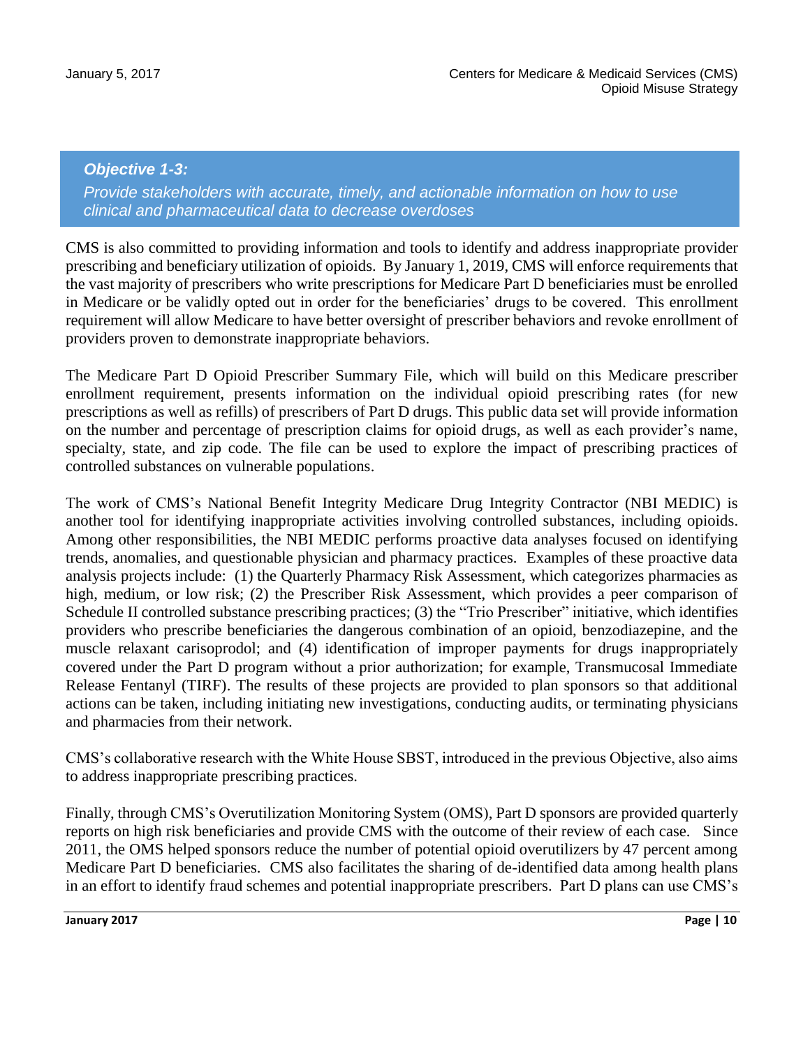### *Objective 1-3:*

*Provide stakeholders with accurate, timely, and actionable information on how to use clinical and pharmaceutical data to decrease overdoses*

CMS is also committed to providing information and tools to identify and address inappropriate provider prescribing and beneficiary utilization of opioids. By January 1, 2019, CMS will enforce requirements that the vast majority of prescribers who write prescriptions for Medicare Part D beneficiaries must be enrolled in Medicare or be validly opted out in order for the beneficiaries' drugs to be covered. This enrollment requirement will allow Medicare to have better oversight of prescriber behaviors and revoke enrollment of providers proven to demonstrate inappropriate behaviors.

The Medicare Part D Opioid Prescriber Summary File, which will build on this Medicare prescriber enrollment requirement, presents information on the individual opioid prescribing rates (for new prescriptions as well as refills) of prescribers of Part D drugs. This public data set will provide information on the number and percentage of prescription claims for opioid drugs, as well as each provider's name, specialty, state, and zip code. The file can be used to explore the impact of prescribing practices of controlled substances on vulnerable populations.

The work of CMS's National Benefit Integrity Medicare Drug Integrity Contractor (NBI MEDIC) is another tool for identifying inappropriate activities involving controlled substances, including opioids. Among other responsibilities, the NBI MEDIC performs proactive data analyses focused on identifying trends, anomalies, and questionable physician and pharmacy practices. Examples of these proactive data analysis projects include: (1) the Quarterly Pharmacy Risk Assessment, which categorizes pharmacies as high, medium, or low risk; (2) the Prescriber Risk Assessment, which provides a peer comparison of Schedule II controlled substance prescribing practices; (3) the "Trio Prescriber" initiative, which identifies providers who prescribe beneficiaries the dangerous combination of an opioid, benzodiazepine, and the muscle relaxant carisoprodol; and (4) identification of improper payments for drugs inappropriately covered under the Part D program without a prior authorization; for example, Transmucosal Immediate Release Fentanyl (TIRF). The results of these projects are provided to plan sponsors so that additional actions can be taken, including initiating new investigations, conducting audits, or terminating physicians and pharmacies from their network.

CMS's collaborative research with the White House SBST, introduced in the previous Objective, also aims to address inappropriate prescribing practices.

Finally, through CMS's Overutilization Monitoring System (OMS), Part D sponsors are provided quarterly reports on high risk beneficiaries and provide CMS with the outcome of their review of each case. Since 2011, the OMS helped sponsors reduce the number of potential opioid overutilizers by 47 percent among Medicare Part D beneficiaries. CMS also facilitates the sharing of de-identified data among health plans in an effort to identify fraud schemes and potential inappropriate prescribers. Part D plans can use CMS's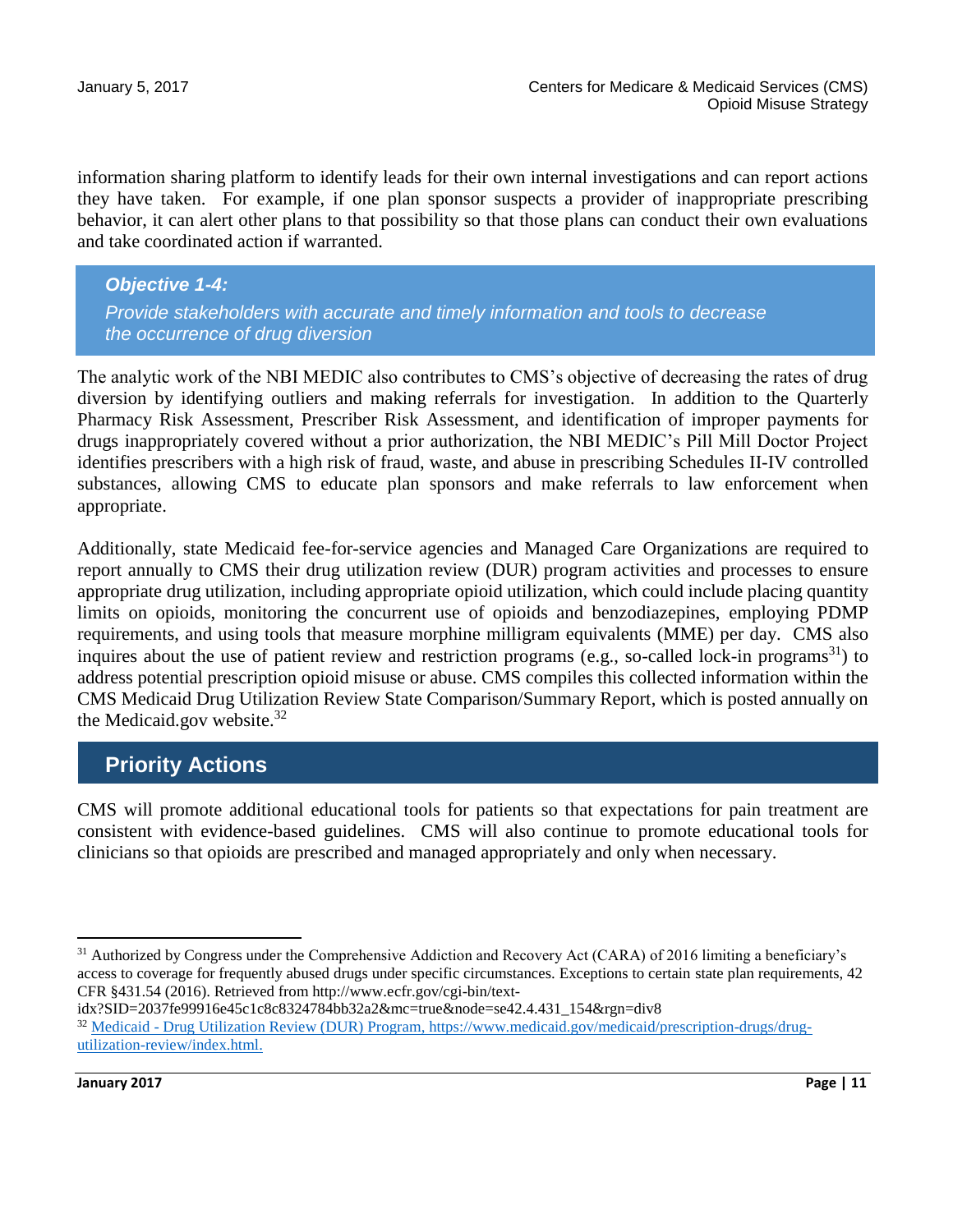information sharing platform to identify leads for their own internal investigations and can report actions they have taken. For example, if one plan sponsor suspects a provider of inappropriate prescribing behavior, it can alert other plans to that possibility so that those plans can conduct their own evaluations and take coordinated action if warranted.

### *Objective 1-4:*

*Provide stakeholders with accurate and timely information and tools to decrease the occurrence of drug diversion*

The analytic work of the NBI MEDIC also contributes to CMS's objective of decreasing the rates of drug diversion by identifying outliers and making referrals for investigation. In addition to the Quarterly Pharmacy Risk Assessment, Prescriber Risk Assessment, and identification of improper payments for drugs inappropriately covered without a prior authorization, the NBI MEDIC's Pill Mill Doctor Project identifies prescribers with a high risk of fraud, waste, and abuse in prescribing Schedules II-IV controlled substances, allowing CMS to educate plan sponsors and make referrals to law enforcement when appropriate.

Additionally, state Medicaid fee-for-service agencies and Managed Care Organizations are required to report annually to CMS their drug utilization review (DUR) program activities and processes to ensure appropriate drug utilization, including appropriate opioid utilization, which could include placing quantity limits on opioids, monitoring the concurrent use of opioids and benzodiazepines, employing PDMP requirements, and using tools that measure morphine milligram equivalents (MME) per day. CMS also inquires about the use of patient review and restriction programs (e.g., so-called lock-in programs[31]) to address potential prescription opioid misuse or abuse. CMS compiles this collected information within the CMS Medicaid Drug Utilization Review State Comparison/Summary Report, which is posted annually on the Medicaid.gov website.[32]

## Priority Actions

CMS will promote additional educational tools for patients so that expectations for pain treatment are consistent with evidence-based guidelines. CMS will also continue to promote educational tools for clinicians so that opioids are prescribed and managed appropriately and only when necessary.

---

[31] Authorized by Congress under the Comprehensive Addiction and Recovery Act (CARA) of 2016 limiting a beneficiary's access to coverage for frequently abused drugs under specific circumstances. Exceptions to certain state plan requirements, 42 CFR §431.54 (2016). Retrieved from http://www.ecfr.gov/cgi-bin/text-idx?SID=2037fe99916e45c1c8c8324784bb32a2&mc=true&node=se42.4.431_154&rgn=div8

[32] Medicaid - Drug Utilization Review (DUR) Program, https://www.medicaid.gov/medicaid/prescription-drugs/drug-utilization-review/index.html.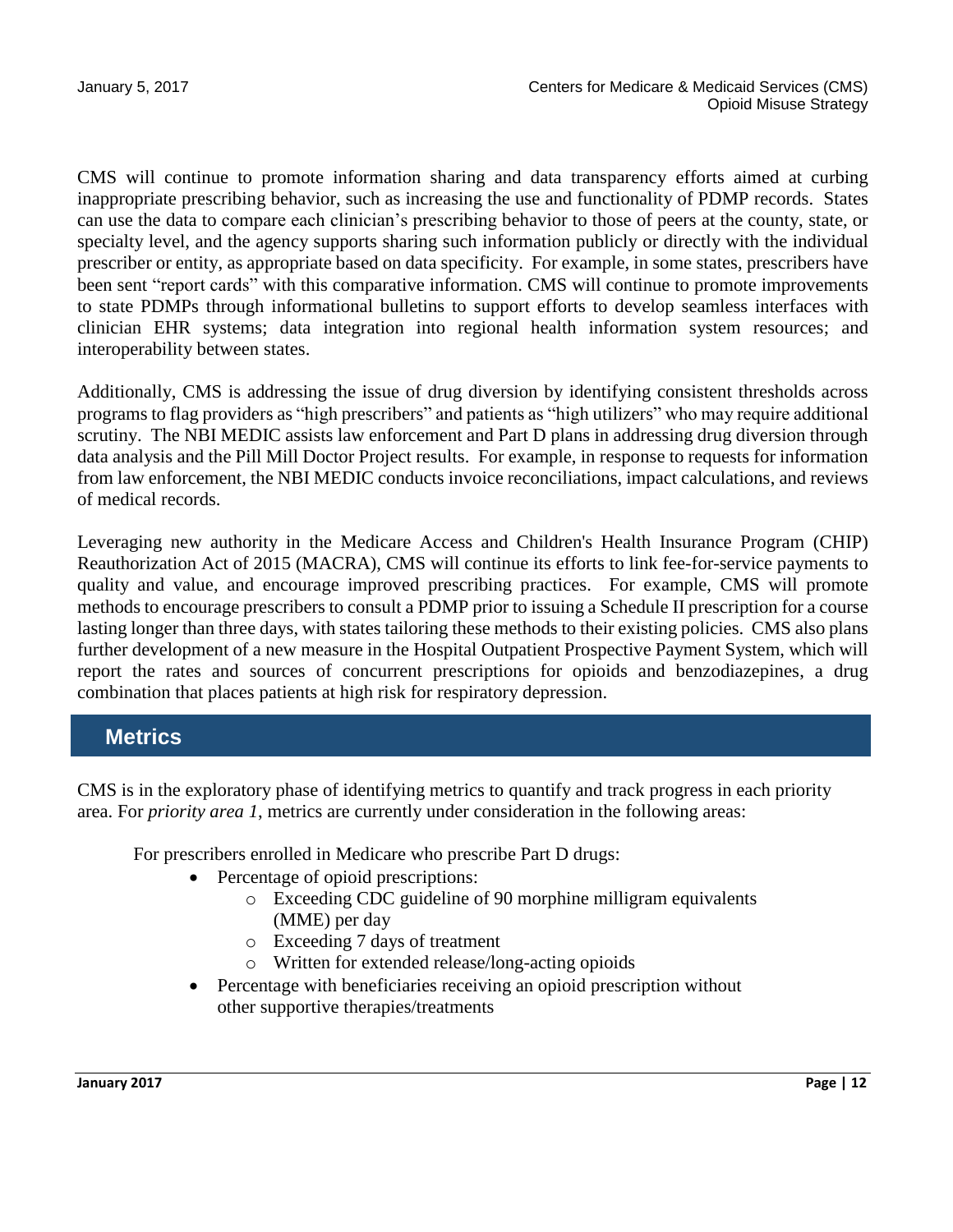CMS will continue to promote information sharing and data transparency efforts aimed at curbing inappropriate prescribing behavior, such as increasing the use and functionality of PDMP records. States can use the data to compare each clinician's prescribing behavior to those of peers at the county, state, or specialty level, and the agency supports sharing such information publicly or directly with the individual prescriber or entity, as appropriate based on data specificity. For example, in some states, prescribers have been sent "report cards" with this comparative information. CMS will continue to promote improvements to state PDMPs through informational bulletins to support efforts to develop seamless interfaces with clinician EHR systems; data integration into regional health information system resources; and interoperability between states.

Additionally, CMS is addressing the issue of drug diversion by identifying consistent thresholds across programs to flag providers as "high prescribers" and patients as "high utilizers" who may require additional scrutiny. The NBI MEDIC assists law enforcement and Part D plans in addressing drug diversion through data analysis and the Pill Mill Doctor Project results. For example, in response to requests for information from law enforcement, the NBI MEDIC conducts invoice reconciliations, impact calculations, and reviews of medical records.

Leveraging new authority in the Medicare Access and Children's Health Insurance Program (CHIP) Reauthorization Act of 2015 (MACRA), CMS will continue its efforts to link fee-for-service payments to quality and value, and encourage improved prescribing practices. For example, CMS will promote methods to encourage prescribers to consult a PDMP prior to issuing a Schedule II prescription for a course lasting longer than three days, with states tailoring these methods to their existing policies. CMS also plans further development of a new measure in the Hospital Outpatient Prospective Payment System, which will report the rates and sources of concurrent prescriptions for opioids and benzodiazepines, a drug combination that places patients at high risk for respiratory depression.

## Metrics

CMS is in the exploratory phase of identifying metrics to quantify and track progress in each priority area. For *priority area 1*, metrics are currently under consideration in the following areas:

For prescribers enrolled in Medicare who prescribe Part D drugs:

- Percentage of opioid prescriptions:
  - Exceeding CDC guideline of 90 morphine milligram equivalents (MME) per day
  - Exceeding 7 days of treatment
  - Written for extended release/long-acting opioids
- Percentage with beneficiaries receiving an opioid prescription without other supportive therapies/treatments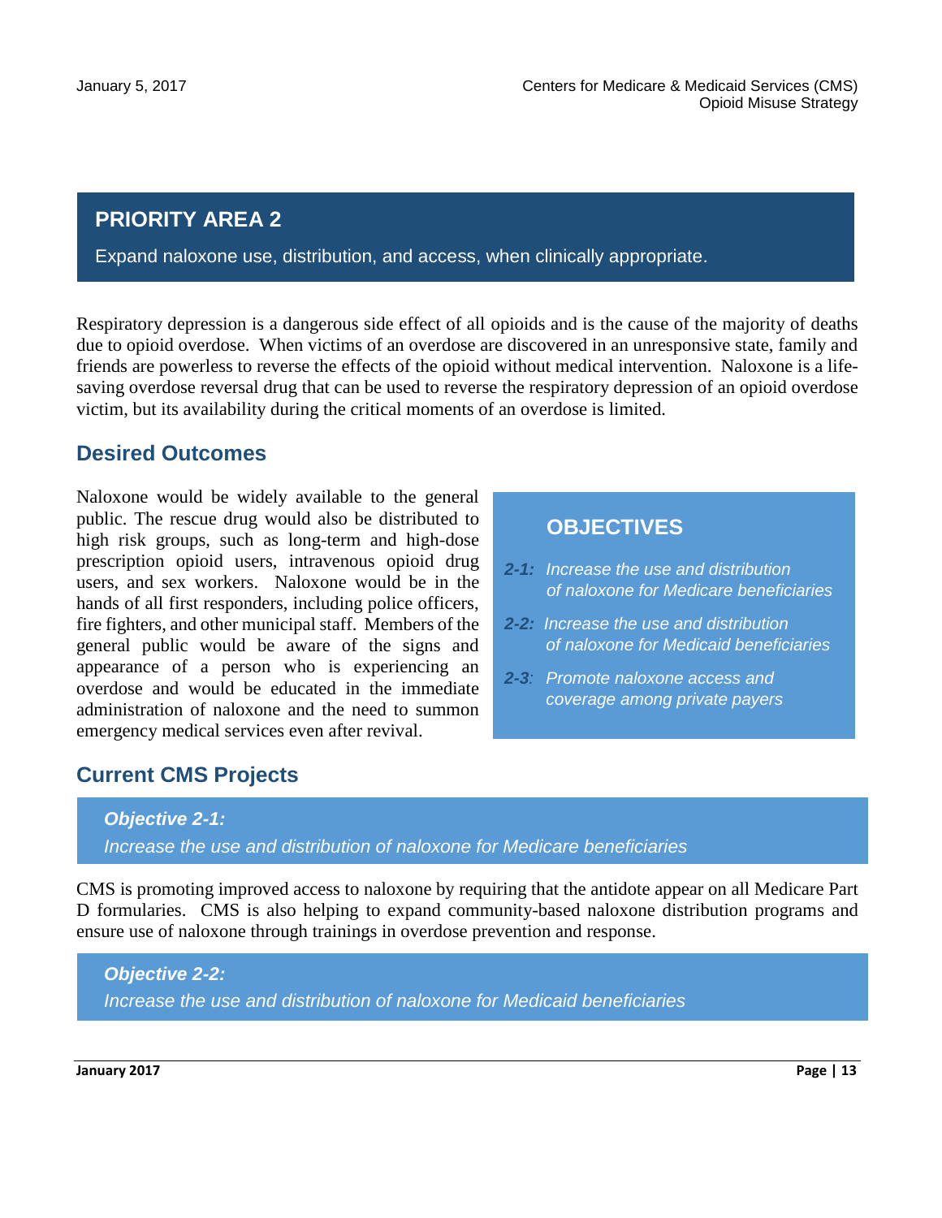## PRIORITY AREA 2

Expand naloxone use, distribution, and access, when clinically appropriate.

Respiratory depression is a dangerous side effect of all opioids and is the cause of the majority of deaths due to opioid overdose. When victims of an overdose are discovered in an unresponsive state, family and friends are powerless to reverse the effects of the opioid without medical intervention. Naloxone is a life-saving overdose reversal drug that can be used to reverse the respiratory depression of an opioid overdose victim, but its availability during the critical moments of an overdose is limited.

### Desired Outcomes

Naloxone would be widely available to the general public. The rescue drug would also be distributed to high risk groups, such as long-term and high-dose prescription opioid users, intravenous opioid drug users, and sex workers. Naloxone would be in the hands of all first responders, including police officers, fire fighters, and other municipal staff. Members of the general public would be aware of the signs and appearance of a person who is experiencing an overdose and would be educated in the immediate administration of naloxone and the need to summon emergency medical services even after revival.

#### OBJECTIVES

- ***2-1:*** *Increase the use and distribution of naloxone for Medicare beneficiaries*
- ***2-2:*** *Increase the use and distribution of naloxone for Medicaid beneficiaries*
- ***2-3:*** *Promote naloxone access and coverage among private payers*

### Current CMS Projects

***Objective 2-1:***
*Increase the use and distribution of naloxone for Medicare beneficiaries*

CMS is promoting improved access to naloxone by requiring that the antidote appear on all Medicare Part D formularies. CMS is also helping to expand community-based naloxone distribution programs and ensure use of naloxone through trainings in overdose prevention and response.

***Objective 2-2:***
*Increase the use and distribution of naloxone for Medicaid beneficiaries*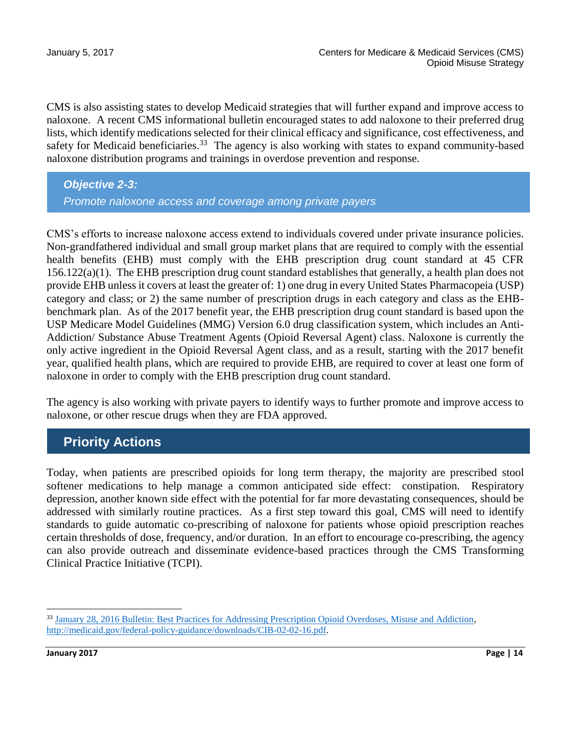CMS is also assisting states to develop Medicaid strategies that will further expand and improve access to naloxone. A recent CMS informational bulletin encouraged states to add naloxone to their preferred drug lists, which identify medications selected for their clinical efficacy and significance, cost effectiveness, and safety for Medicaid beneficiaries.[33] The agency is also working with states to expand community-based naloxone distribution programs and trainings in overdose prevention and response.

### *Objective 2-3:*
### *Promote naloxone access and coverage among private payers*

CMS's efforts to increase naloxone access extend to individuals covered under private insurance policies. Non-grandfathered individual and small group market plans that are required to comply with the essential health benefits (EHB) must comply with the EHB prescription drug count standard at 45 CFR 156.122(a)(1). The EHB prescription drug count standard establishes that generally, a health plan does not provide EHB unless it covers at least the greater of: 1) one drug in every United States Pharmacopeia (USP) category and class; or 2) the same number of prescription drugs in each category and class as the EHB-benchmark plan. As of the 2017 benefit year, the EHB prescription drug count standard is based upon the USP Medicare Model Guidelines (MMG) Version 6.0 drug classification system, which includes an Anti-Addiction/ Substance Abuse Treatment Agents (Opioid Reversal Agent) class. Naloxone is currently the only active ingredient in the Opioid Reversal Agent class, and as a result, starting with the 2017 benefit year, qualified health plans, which are required to provide EHB, are required to cover at least one form of naloxone in order to comply with the EHB prescription drug count standard.

The agency is also working with private payers to identify ways to further promote and improve access to naloxone, or other rescue drugs when they are FDA approved.

## Priority Actions

Today, when patients are prescribed opioids for long term therapy, the majority are prescribed stool softener medications to help manage a common anticipated side effect: constipation. Respiratory depression, another known side effect with the potential for far more devastating consequences, should be addressed with similarly routine practices. As a first step toward this goal, CMS will need to identify standards to guide automatic co-prescribing of naloxone for patients whose opioid prescription reaches certain thresholds of dose, frequency, and/or duration. In an effort to encourage co-prescribing, the agency can also provide outreach and disseminate evidence-based practices through the CMS Transforming Clinical Practice Initiative (TCPI).

---

[33] January 28, 2016 Bulletin: Best Practices for Addressing Prescription Opioid Overdoses, Misuse and Addiction, http://medicaid.gov/federal-policy-guidance/downloads/CIB-02-02-16.pdf.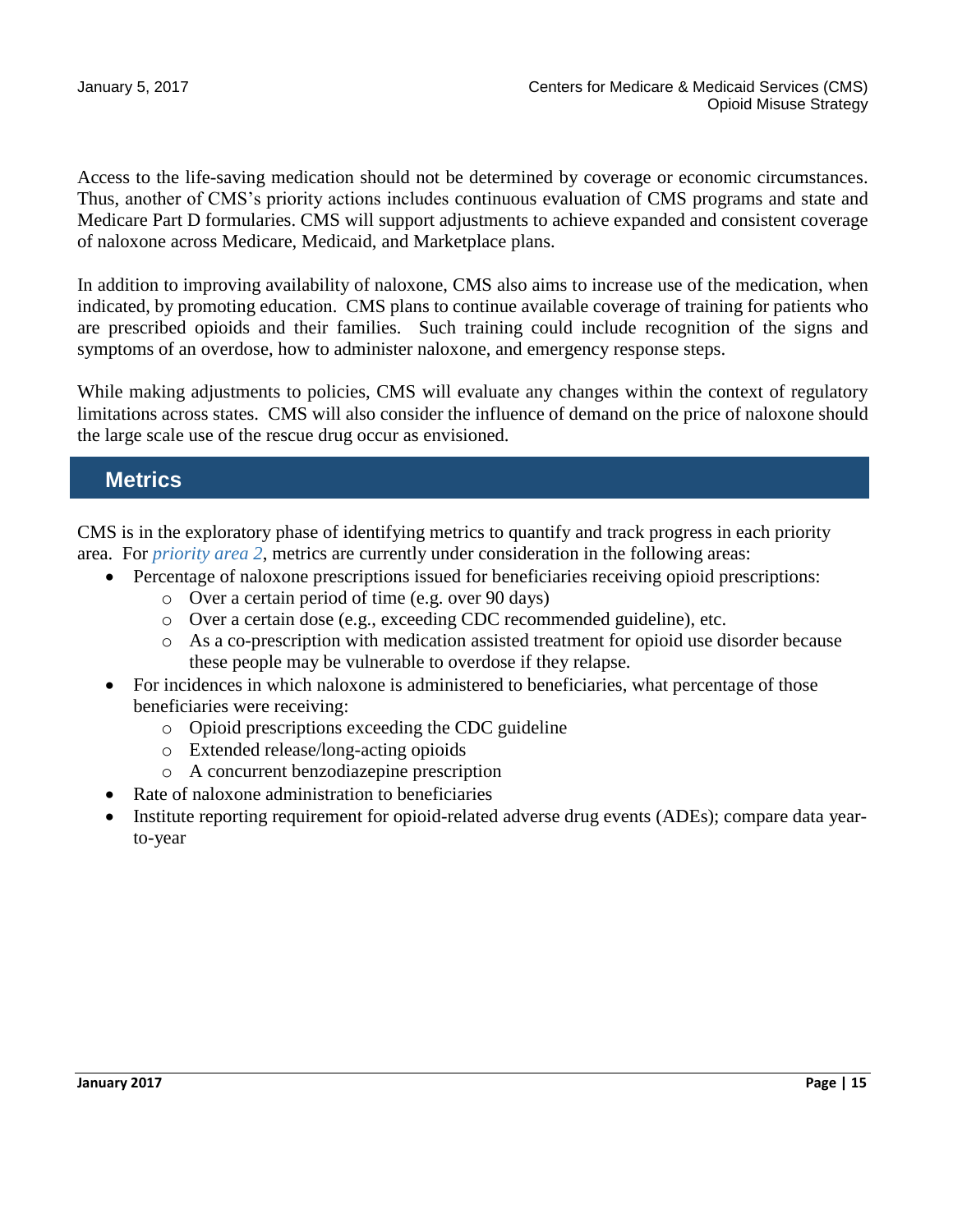Access to the life-saving medication should not be determined by coverage or economic circumstances. Thus, another of CMS's priority actions includes continuous evaluation of CMS programs and state and Medicare Part D formularies. CMS will support adjustments to achieve expanded and consistent coverage of naloxone across Medicare, Medicaid, and Marketplace plans.

In addition to improving availability of naloxone, CMS also aims to increase use of the medication, when indicated, by promoting education. CMS plans to continue available coverage of training for patients who are prescribed opioids and their families. Such training could include recognition of the signs and symptoms of an overdose, how to administer naloxone, and emergency response steps.

While making adjustments to policies, CMS will evaluate any changes within the context of regulatory limitations across states. CMS will also consider the influence of demand on the price of naloxone should the large scale use of the rescue drug occur as envisioned.

## Metrics

CMS is in the exploratory phase of identifying metrics to quantify and track progress in each priority area. For *priority area 2*, metrics are currently under consideration in the following areas:

- Percentage of naloxone prescriptions issued for beneficiaries receiving opioid prescriptions:
    - Over a certain period of time (e.g. over 90 days)
    - Over a certain dose (e.g., exceeding CDC recommended guideline), etc.
    - As a co-prescription with medication assisted treatment for opioid use disorder because these people may be vulnerable to overdose if they relapse.
- For incidences in which naloxone is administered to beneficiaries, what percentage of those beneficiaries were receiving:
    - Opioid prescriptions exceeding the CDC guideline
    - Extended release/long-acting opioids
    - A concurrent benzodiazepine prescription
- Rate of naloxone administration to beneficiaries
- Institute reporting requirement for opioid-related adverse drug events (ADEs); compare data year-to-year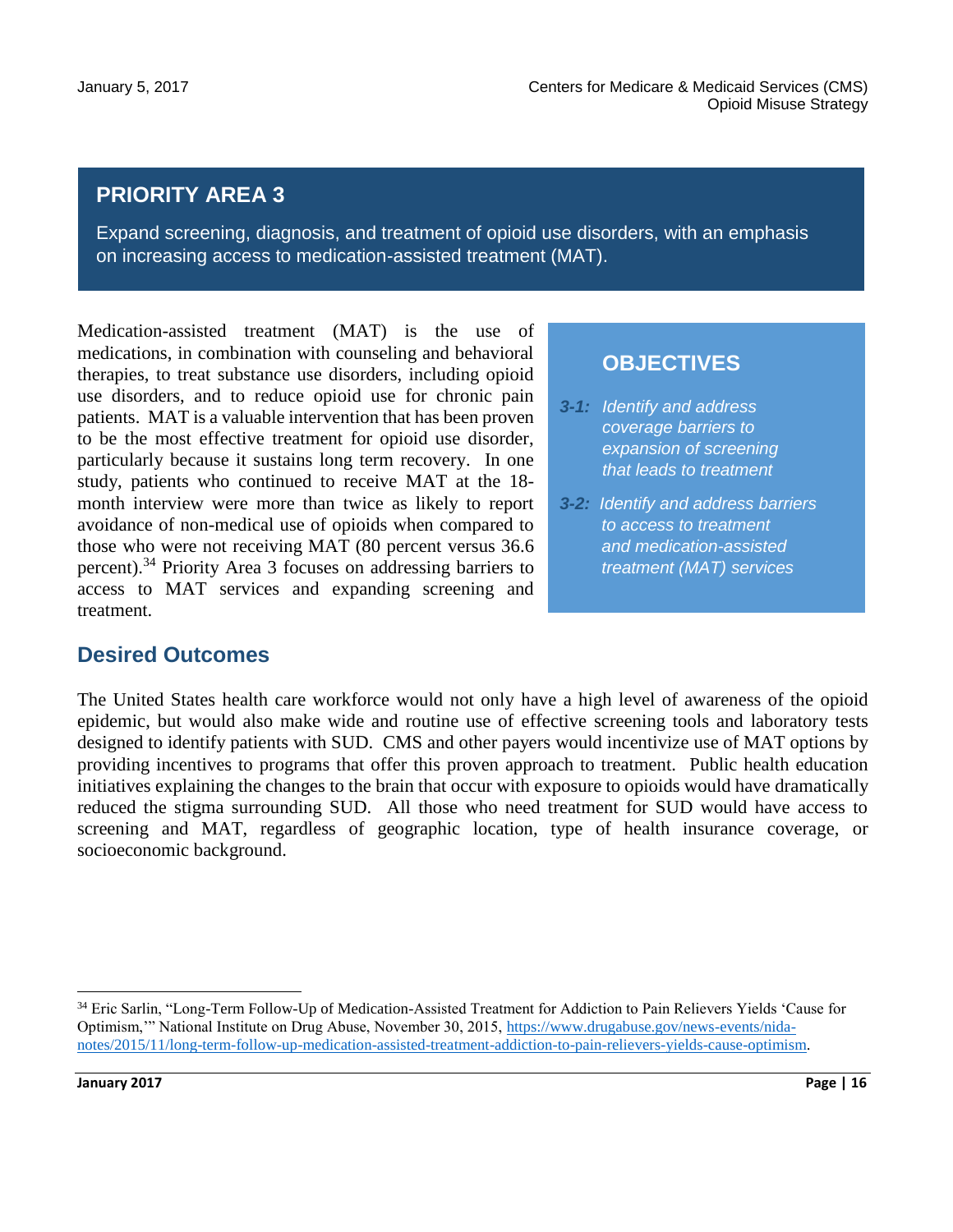## PRIORITY AREA 3

Expand screening, diagnosis, and treatment of opioid use disorders, with an emphasis on increasing access to medication-assisted treatment (MAT).

Medication-assisted treatment (MAT) is the use of medications, in combination with counseling and behavioral therapies, to treat substance use disorders, including opioid use disorders, and to reduce opioid use for chronic pain patients. MAT is a valuable intervention that has been proven to be the most effective treatment for opioid use disorder, particularly because it sustains long term recovery. In one study, patients who continued to receive MAT at the 18-month interview were more than twice as likely to report avoidance of non-medical use of opioids when compared to those who were not receiving MAT (80 percent versus 36.6 percent).[34] Priority Area 3 focuses on addressing barriers to access to MAT services and expanding screening and treatment.

### OBJECTIVES

- ***3-1:*** *Identify and address coverage barriers to expansion of screening that leads to treatment*
- ***3-2:*** *Identify and address barriers to access to treatment and medication-assisted treatment (MAT) services*

## Desired Outcomes

The United States health care workforce would not only have a high level of awareness of the opioid epidemic, but would also make wide and routine use of effective screening tools and laboratory tests designed to identify patients with SUD. CMS and other payers would incentivize use of MAT options by providing incentives to programs that offer this proven approach to treatment. Public health education initiatives explaining the changes to the brain that occur with exposure to opioids would have dramatically reduced the stigma surrounding SUD. All those who need treatment for SUD would have access to screening and MAT, regardless of geographic location, type of health insurance coverage, or socioeconomic background.

---

[34] Eric Sarlin, "Long-Term Follow-Up of Medication-Assisted Treatment for Addiction to Pain Relievers Yields 'Cause for Optimism,'" National Institute on Drug Abuse, November 30, 2015, https://www.drugabuse.gov/news-events/nida-notes/2015/11/long-term-follow-up-medication-assisted-treatment-addiction-to-pain-relievers-yields-cause-optimism.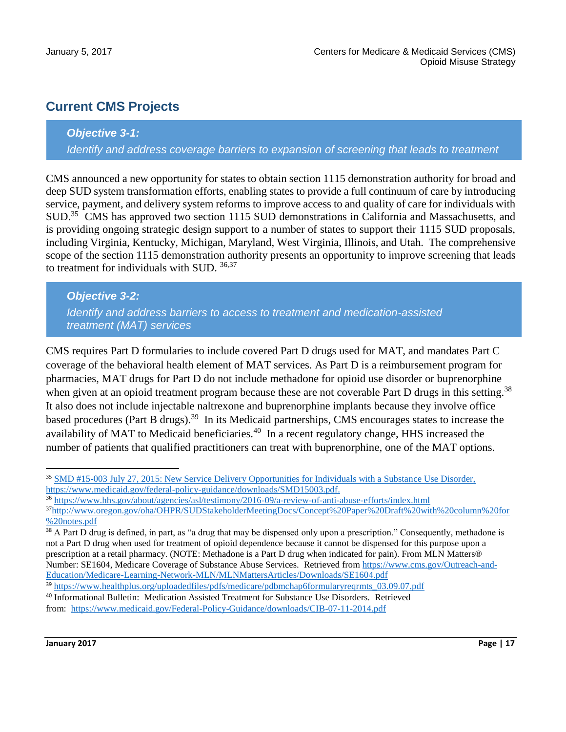## Current CMS Projects

> ***Objective 3-1:***
> *Identify and address coverage barriers to expansion of screening that leads to treatment*

CMS announced a new opportunity for states to obtain section 1115 demonstration authority for broad and deep SUD system transformation efforts, enabling states to provide a full continuum of care by introducing service, payment, and delivery system reforms to improve access to and quality of care for individuals with SUD.[35] CMS has approved two section 1115 SUD demonstrations in California and Massachusetts, and is providing ongoing strategic design support to a number of states to support their 1115 SUD proposals, including Virginia, Kentucky, Michigan, Maryland, West Virginia, Illinois, and Utah. The comprehensive scope of the section 1115 demonstration authority presents an opportunity to improve screening that leads to treatment for individuals with SUD. [36,37]

> ***Objective 3-2:***
> *Identify and address barriers to access to treatment and medication-assisted treatment (MAT) services*

CMS requires Part D formularies to include covered Part D drugs used for MAT, and mandates Part C coverage of the behavioral health element of MAT services. As Part D is a reimbursement program for pharmacies, MAT drugs for Part D do not include methadone for opioid use disorder or buprenorphine when given at an opioid treatment program because these are not coverable Part D drugs in this setting.[38] It also does not include injectable naltrexone and buprenorphine implants because they involve office based procedures (Part B drugs).[39] In its Medicaid partnerships, CMS encourages states to increase the availability of MAT to Medicaid beneficiaries.[40] In a recent regulatory change, HHS increased the number of patients that qualified practitioners can treat with buprenorphine, one of the MAT options.

---

[35] SMD #15-003 July 27, 2015: New Service Delivery Opportunities for Individuals with a Substance Use Disorder, https://www.medicaid.gov/federal-policy-guidance/downloads/SMD15003.pdf.

[36] https://www.hhs.gov/about/agencies/asl/testimony/2016-09/a-review-of-anti-abuse-efforts/index.html

[37] http://www.oregon.gov/oha/OHPR/SUDStakeholderMeetingDocs/Concept%20Paper%20Draft%20with%20column%20for%20notes.pdf

[38] A Part D drug is defined, in part, as "a drug that may be dispensed only upon a prescription." Consequently, methadone is not a Part D drug when used for treatment of opioid dependence because it cannot be dispensed for this purpose upon a prescription at a retail pharmacy. (NOTE: Methadone is a Part D drug when indicated for pain). From MLN Matters® Number: SE1604, Medicare Coverage of Substance Abuse Services. Retrieved from https://www.cms.gov/Outreach-and-Education/Medicare-Learning-Network-MLN/MLNMattersArticles/Downloads/SE1604.pdf

[39] https://www.healthplus.org/uploadedfiles/pdfs/medicare/pdbmchap6formularyreqrmts_03.09.07.pdf

[40] Informational Bulletin: Medication Assisted Treatment for Substance Use Disorders. Retrieved from: https://www.medicaid.gov/Federal-Policy-Guidance/downloads/CIB-07-11-2014.pdf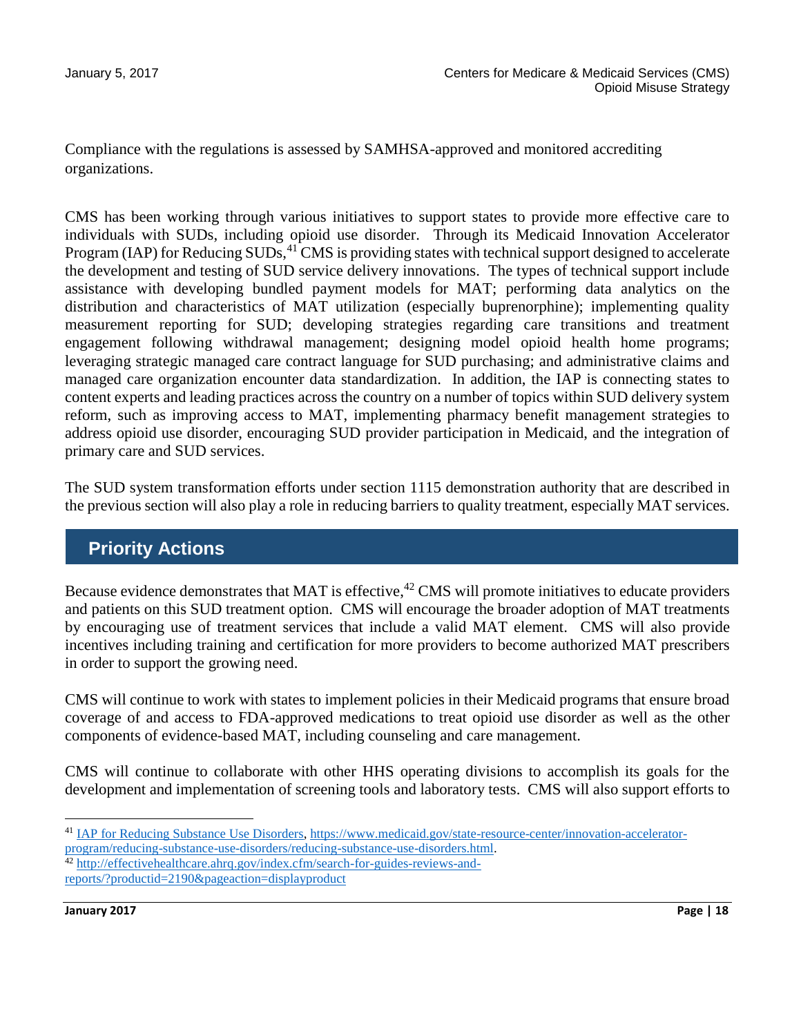Compliance with the regulations is assessed by SAMHSA-approved and monitored accrediting organizations.

CMS has been working through various initiatives to support states to provide more effective care to individuals with SUDs, including opioid use disorder. Through its Medicaid Innovation Accelerator Program (IAP) for Reducing SUDs,[41] CMS is providing states with technical support designed to accelerate the development and testing of SUD service delivery innovations. The types of technical support include assistance with developing bundled payment models for MAT; performing data analytics on the distribution and characteristics of MAT utilization (especially buprenorphine); implementing quality measurement reporting for SUD; developing strategies regarding care transitions and treatment engagement following withdrawal management; designing model opioid health home programs; leveraging strategic managed care contract language for SUD purchasing; and administrative claims and managed care organization encounter data standardization. In addition, the IAP is connecting states to content experts and leading practices across the country on a number of topics within SUD delivery system reform, such as improving access to MAT, implementing pharmacy benefit management strategies to address opioid use disorder, encouraging SUD provider participation in Medicaid, and the integration of primary care and SUD services.

The SUD system transformation efforts under section 1115 demonstration authority that are described in the previous section will also play a role in reducing barriers to quality treatment, especially MAT services.

## Priority Actions

Because evidence demonstrates that MAT is effective,[42] CMS will promote initiatives to educate providers and patients on this SUD treatment option. CMS will encourage the broader adoption of MAT treatments by encouraging use of treatment services that include a valid MAT element. CMS will also provide incentives including training and certification for more providers to become authorized MAT prescribers in order to support the growing need.

CMS will continue to work with states to implement policies in their Medicaid programs that ensure broad coverage of and access to FDA-approved medications to treat opioid use disorder as well as the other components of evidence-based MAT, including counseling and care management.

CMS will continue to collaborate with other HHS operating divisions to accomplish its goals for the development and implementation of screening tools and laboratory tests. CMS will also support efforts to

---

[41] IAP for Reducing Substance Use Disorders, https://www.medicaid.gov/state-resource-center/innovation-accelerator-program/reducing-substance-use-disorders/reducing-substance-use-disorders.html.

[42] http://effectivehealthcare.ahrq.gov/index.cfm/search-for-guides-reviews-and-reports/?productid=2190&pageaction=displayproduct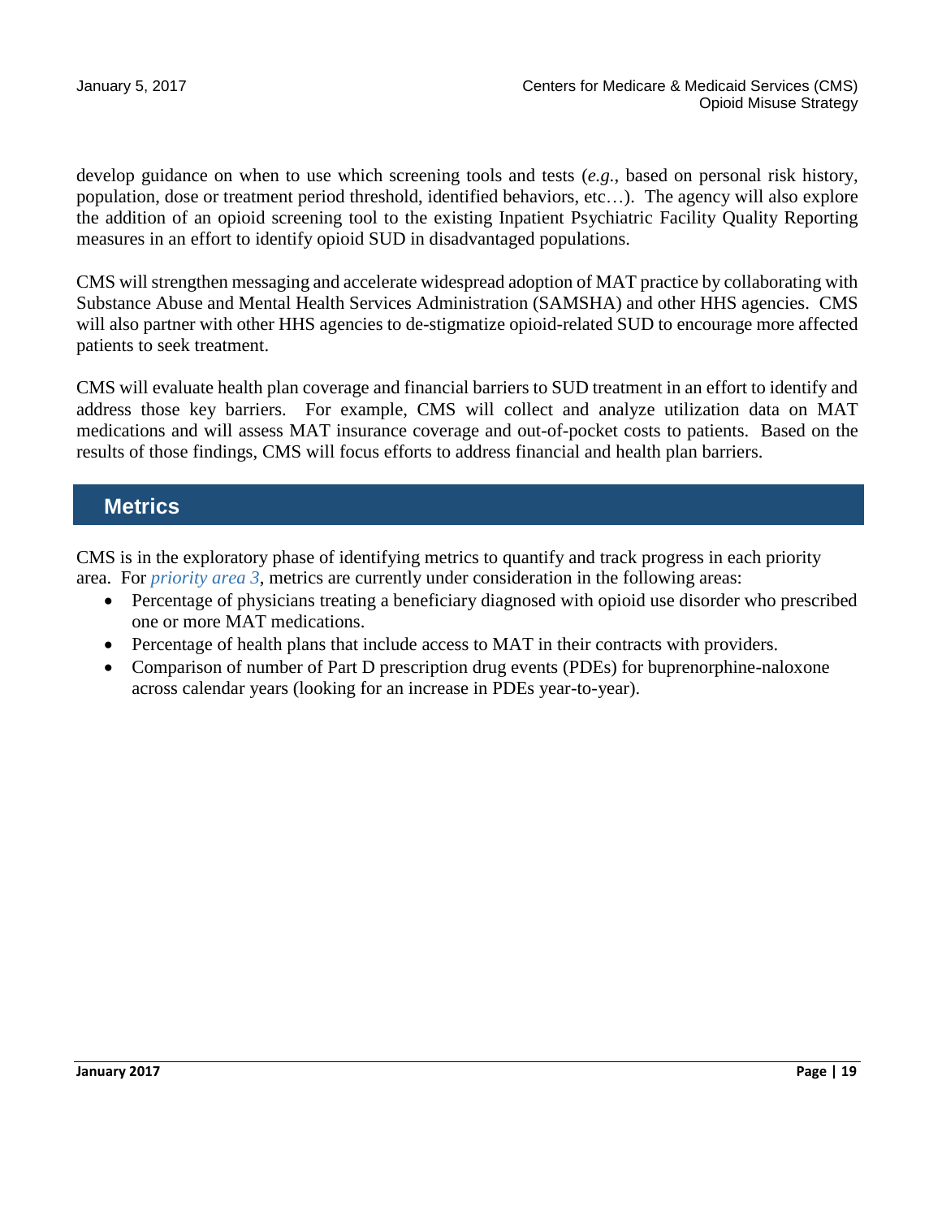develop guidance on when to use which screening tools and tests (*e.g.*, based on personal risk history, population, dose or treatment period threshold, identified behaviors, etc…). The agency will also explore the addition of an opioid screening tool to the existing Inpatient Psychiatric Facility Quality Reporting measures in an effort to identify opioid SUD in disadvantaged populations.

CMS will strengthen messaging and accelerate widespread adoption of MAT practice by collaborating with Substance Abuse and Mental Health Services Administration (SAMSHA) and other HHS agencies. CMS will also partner with other HHS agencies to de-stigmatize opioid-related SUD to encourage more affected patients to seek treatment.

CMS will evaluate health plan coverage and financial barriers to SUD treatment in an effort to identify and address those key barriers. For example, CMS will collect and analyze utilization data on MAT medications and will assess MAT insurance coverage and out-of-pocket costs to patients. Based on the results of those findings, CMS will focus efforts to address financial and health plan barriers.

## Metrics

CMS is in the exploratory phase of identifying metrics to quantify and track progress in each priority area. For *priority area 3*, metrics are currently under consideration in the following areas:

- Percentage of physicians treating a beneficiary diagnosed with opioid use disorder who prescribed one or more MAT medications.
- Percentage of health plans that include access to MAT in their contracts with providers.
- Comparison of number of Part D prescription drug events (PDEs) for buprenorphine-naloxone across calendar years (looking for an increase in PDEs year-to-year).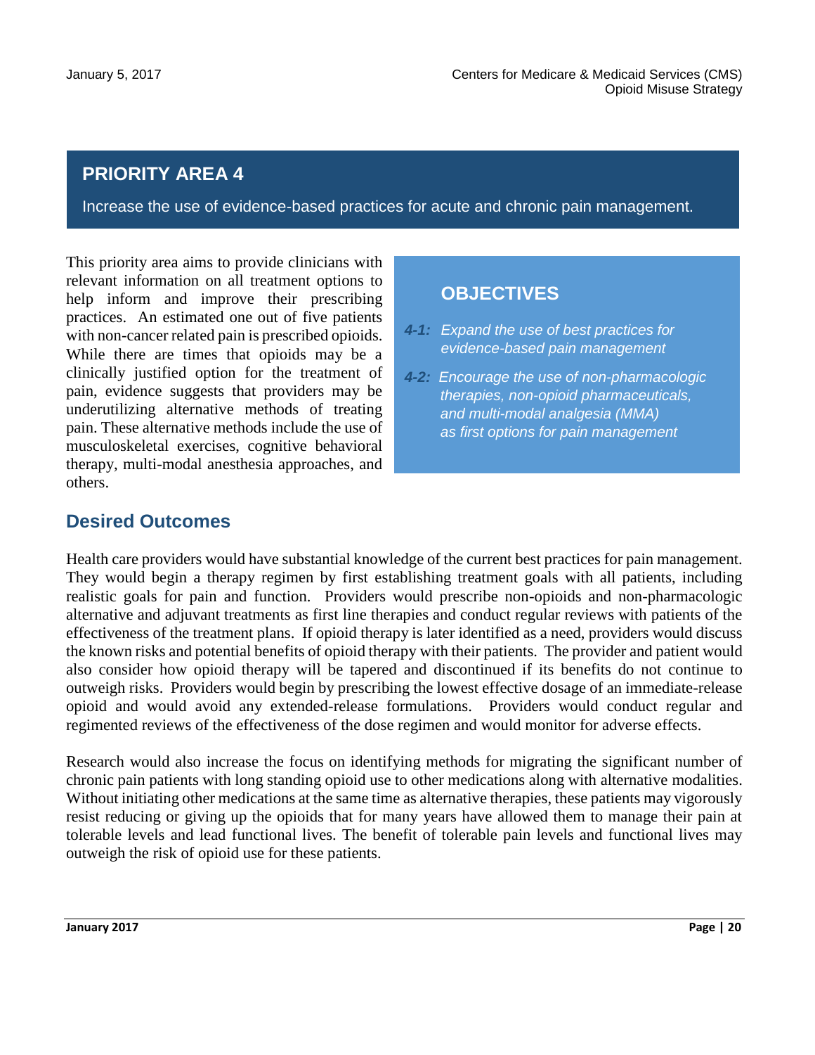## PRIORITY AREA 4

Increase the use of evidence-based practices for acute and chronic pain management.

This priority area aims to provide clinicians with relevant information on all treatment options to help inform and improve their prescribing practices. An estimated one out of five patients with non-cancer related pain is prescribed opioids. While there are times that opioids may be a clinically justified option for the treatment of pain, evidence suggests that providers may be underutilizing alternative methods of treating pain. These alternative methods include the use of musculoskeletal exercises, cognitive behavioral therapy, multi-modal anesthesia approaches, and others.

### OBJECTIVES

- ***4-1:*** *Expand the use of best practices for evidence-based pain management*
- ***4-2:*** *Encourage the use of non-pharmacologic therapies, non-opioid pharmaceuticals, and multi-modal analgesia (MMA) as first options for pain management*

### Desired Outcomes

Health care providers would have substantial knowledge of the current best practices for pain management. They would begin a therapy regimen by first establishing treatment goals with all patients, including realistic goals for pain and function. Providers would prescribe non-opioids and non-pharmacologic alternative and adjuvant treatments as first line therapies and conduct regular reviews with patients of the effectiveness of the treatment plans. If opioid therapy is later identified as a need, providers would discuss the known risks and potential benefits of opioid therapy with their patients. The provider and patient would also consider how opioid therapy will be tapered and discontinued if its benefits do not continue to outweigh risks. Providers would begin by prescribing the lowest effective dosage of an immediate-release opioid and would avoid any extended-release formulations. Providers would conduct regular and regimented reviews of the effectiveness of the dose regimen and would monitor for adverse effects.

Research would also increase the focus on identifying methods for migrating the significant number of chronic pain patients with long standing opioid use to other medications along with alternative modalities. Without initiating other medications at the same time as alternative therapies, these patients may vigorously resist reducing or giving up the opioids that for many years have allowed them to manage their pain at tolerable levels and lead functional lives. The benefit of tolerable pain levels and functional lives may outweigh the risk of opioid use for these patients.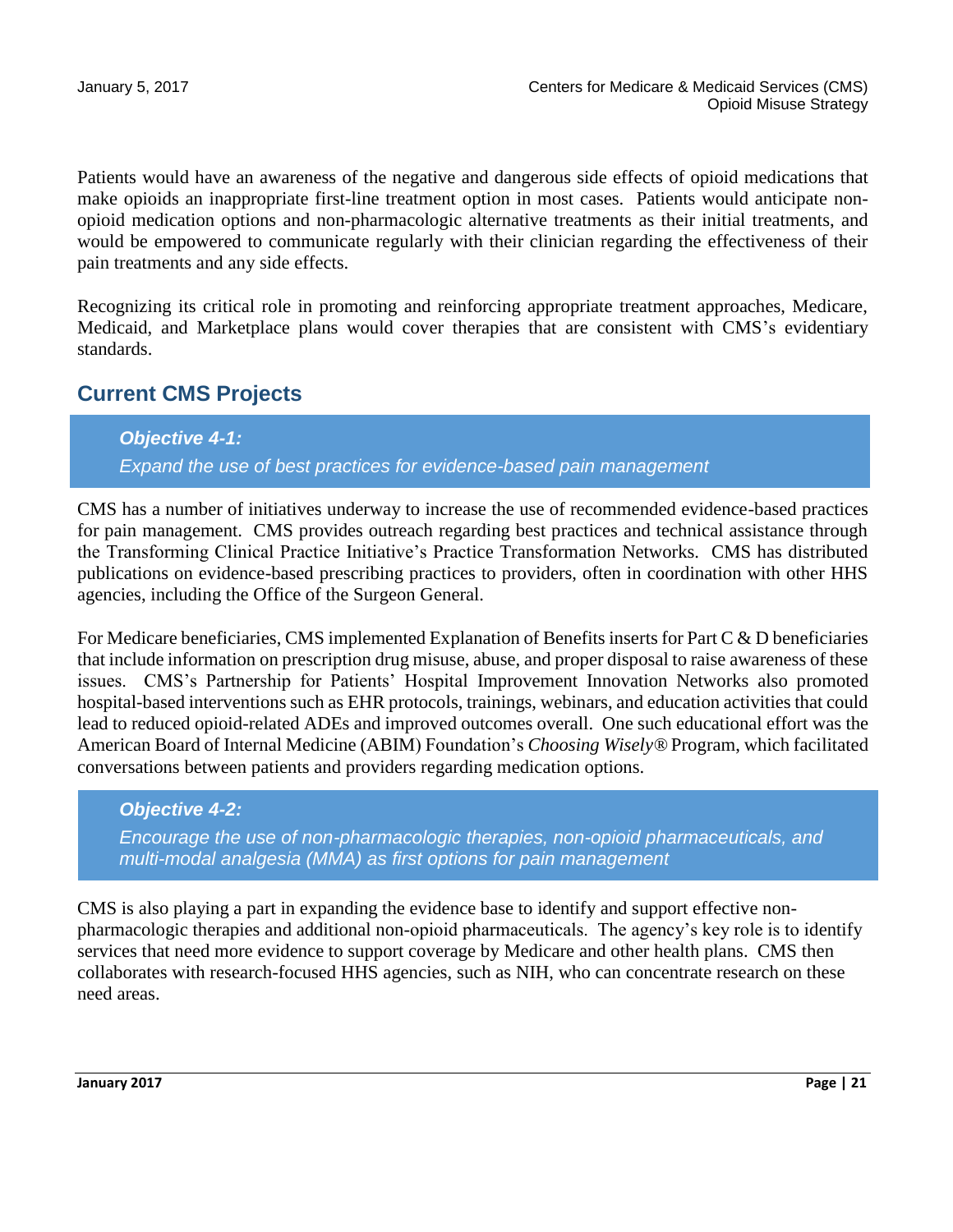Patients would have an awareness of the negative and dangerous side effects of opioid medications that make opioids an inappropriate first-line treatment option in most cases. Patients would anticipate non-opioid medication options and non-pharmacologic alternative treatments as their initial treatments, and would be empowered to communicate regularly with their clinician regarding the effectiveness of their pain treatments and any side effects.

Recognizing its critical role in promoting and reinforcing appropriate treatment approaches, Medicare, Medicaid, and Marketplace plans would cover therapies that are consistent with CMS's evidentiary standards.

## Current CMS Projects

> ***Objective 4-1:***
> *Expand the use of best practices for evidence-based pain management*

CMS has a number of initiatives underway to increase the use of recommended evidence-based practices for pain management. CMS provides outreach regarding best practices and technical assistance through the Transforming Clinical Practice Initiative's Practice Transformation Networks. CMS has distributed publications on evidence-based prescribing practices to providers, often in coordination with other HHS agencies, including the Office of the Surgeon General.

For Medicare beneficiaries, CMS implemented Explanation of Benefits inserts for Part C & D beneficiaries that include information on prescription drug misuse, abuse, and proper disposal to raise awareness of these issues. CMS's Partnership for Patients' Hospital Improvement Innovation Networks also promoted hospital-based interventions such as EHR protocols, trainings, webinars, and education activities that could lead to reduced opioid-related ADEs and improved outcomes overall. One such educational effort was the American Board of Internal Medicine (ABIM) Foundation's *Choosing Wisely®* Program, which facilitated conversations between patients and providers regarding medication options.

> ***Objective 4-2:***
> *Encourage the use of non-pharmacologic therapies, non-opioid pharmaceuticals, and multi-modal analgesia (MMA) as first options for pain management*

CMS is also playing a part in expanding the evidence base to identify and support effective non-pharmacologic therapies and additional non-opioid pharmaceuticals. The agency's key role is to identify services that need more evidence to support coverage by Medicare and other health plans. CMS then collaborates with research-focused HHS agencies, such as NIH, who can concentrate research on these need areas.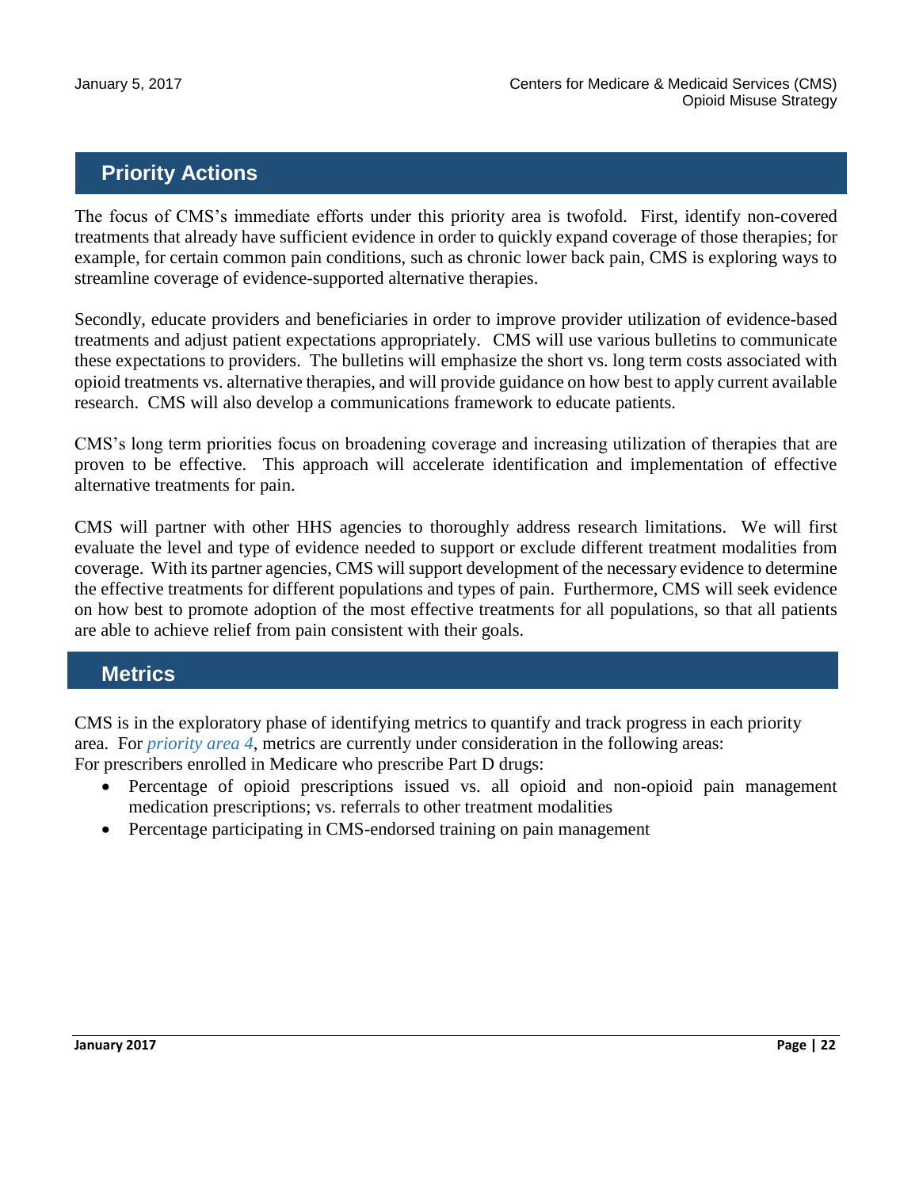## Priority Actions

The focus of CMS's immediate efforts under this priority area is twofold. First, identify non-covered treatments that already have sufficient evidence in order to quickly expand coverage of those therapies; for example, for certain common pain conditions, such as chronic lower back pain, CMS is exploring ways to streamline coverage of evidence-supported alternative therapies.

Secondly, educate providers and beneficiaries in order to improve provider utilization of evidence-based treatments and adjust patient expectations appropriately. CMS will use various bulletins to communicate these expectations to providers. The bulletins will emphasize the short vs. long term costs associated with opioid treatments vs. alternative therapies, and will provide guidance on how best to apply current available research. CMS will also develop a communications framework to educate patients.

CMS's long term priorities focus on broadening coverage and increasing utilization of therapies that are proven to be effective. This approach will accelerate identification and implementation of effective alternative treatments for pain.

CMS will partner with other HHS agencies to thoroughly address research limitations. We will first evaluate the level and type of evidence needed to support or exclude different treatment modalities from coverage. With its partner agencies, CMS will support development of the necessary evidence to determine the effective treatments for different populations and types of pain. Furthermore, CMS will seek evidence on how best to promote adoption of the most effective treatments for all populations, so that all patients are able to achieve relief from pain consistent with their goals.

## Metrics

CMS is in the exploratory phase of identifying metrics to quantify and track progress in each priority area. For *priority area 4*, metrics are currently under consideration in the following areas:
For prescribers enrolled in Medicare who prescribe Part D drugs:

- Percentage of opioid prescriptions issued vs. all opioid and non-opioid pain management medication prescriptions; vs. referrals to other treatment modalities
- Percentage participating in CMS-endorsed training on pain management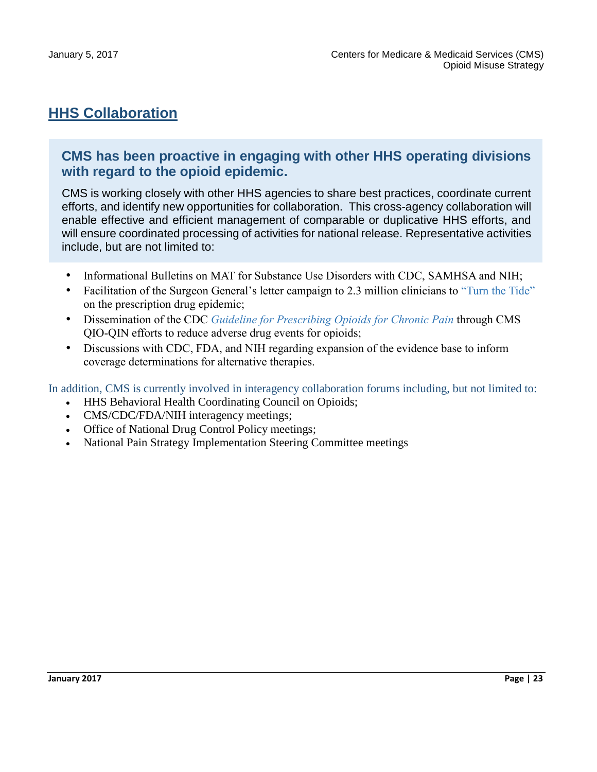## HHS Collaboration

### CMS has been proactive in engaging with other HHS operating divisions with regard to the opioid epidemic.

CMS is working closely with other HHS agencies to share best practices, coordinate current efforts, and identify new opportunities for collaboration. This cross-agency collaboration will enable effective and efficient management of comparable or duplicative HHS efforts, and will ensure coordinated processing of activities for national release. Representative activities include, but are not limited to:

- Informational Bulletins on MAT for Substance Use Disorders with CDC, SAMHSA and NIH;
- Facilitation of the Surgeon General's letter campaign to 2.3 million clinicians to "Turn the Tide" on the prescription drug epidemic;
- Dissemination of the CDC *Guideline for Prescribing Opioids for Chronic Pain* through CMS QIO-QIN efforts to reduce adverse drug events for opioids;
- Discussions with CDC, FDA, and NIH regarding expansion of the evidence base to inform coverage determinations for alternative therapies.

In addition, CMS is currently involved in interagency collaboration forums including, but not limited to:

- HHS Behavioral Health Coordinating Council on Opioids;
- CMS/CDC/FDA/NIH interagency meetings;
- Office of National Drug Control Policy meetings;
- National Pain Strategy Implementation Steering Committee meetings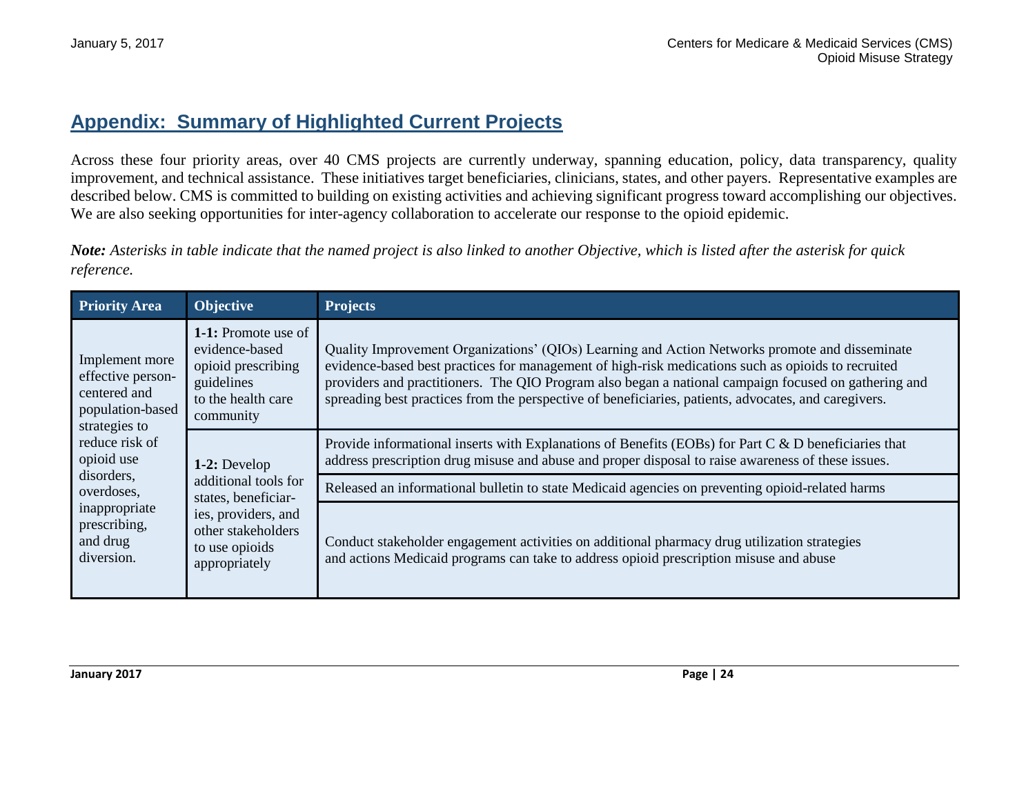## Appendix: Summary of Highlighted Current Projects

Across these four priority areas, over 40 CMS projects are currently underway, spanning education, policy, data transparency, quality improvement, and technical assistance. These initiatives target beneficiaries, clinicians, states, and other payers. Representative examples are described below. CMS is committed to building on existing activities and achieving significant progress toward accomplishing our objectives. We are also seeking opportunities for inter-agency collaboration to accelerate our response to the opioid epidemic.

***Note:*** *Asterisks in table indicate that the named project is also linked to another Objective, which is listed after the asterisk for quick reference.*

| Priority Area | Objective | Projects |
|---|---|---|
| Implement more effective person-centered and population-based strategies to reduce risk of opioid use disorders, overdoses, inappropriate prescribing, and drug diversion. | **1-1:** Promote use of evidence-based opioid prescribing guidelines to the health care community | Quality Improvement Organizations' (QIOs) Learning and Action Networks promote and disseminate evidence-based best practices for management of high-risk medications such as opioids to recruited providers and practitioners. The QIO Program also began a national campaign focused on gathering and spreading best practices from the perspective of beneficiaries, patients, advocates, and caregivers. |
| | **1-2:** Develop additional tools for states, beneficiaries, providers, and other stakeholders to use opioids appropriately | Provide informational inserts with Explanations of Benefits (EOBs) for Part C & D beneficiaries that address prescription drug misuse and abuse and proper disposal to raise awareness of these issues. |
| | | Released an informational bulletin to state Medicaid agencies on preventing opioid-related harms |
| | | Conduct stakeholder engagement activities on additional pharmacy drug utilization strategies and actions Medicaid programs can take to address opioid prescription misuse and abuse |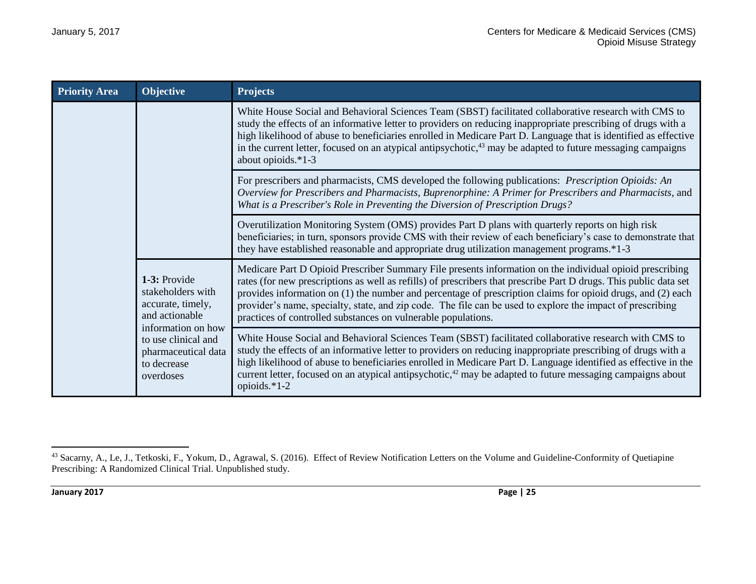| Priority Area | Objective | Projects |
|---|---|---|
| | | White House Social and Behavioral Sciences Team (SBST) facilitated collaborative research with CMS to study the effects of an informative letter to providers on reducing inappropriate prescribing of drugs with a high likelihood of abuse to beneficiaries enrolled in Medicare Part D. Language that is identified as effective in the current letter, focused on an atypical antipsychotic,[43] may be adapted to future messaging campaigns about opioids.*1-3 |
| | | For prescribers and pharmacists, CMS developed the following publications: *Prescription Opioids: An Overview for Prescribers and Pharmacists*, *Buprenorphine: A Primer for Prescribers and Pharmacists*, and *What is a Prescriber's Role in Preventing the Diversion of Prescription Drugs?* |
| | | Overutilization Monitoring System (OMS) provides Part D plans with quarterly reports on high risk beneficiaries; in turn, sponsors provide CMS with their review of each beneficiary's case to demonstrate that they have established reasonable and appropriate drug utilization management programs.*1-3 |
| | **1-3:** Provide stakeholders with accurate, timely, and actionable information on how to use clinical and pharmaceutical data to decrease overdoses | Medicare Part D Opioid Prescriber Summary File presents information on the individual opioid prescribing rates (for new prescriptions as well as refills) of prescribers that prescribe Part D drugs. This public data set provides information on (1) the number and percentage of prescription claims for opioid drugs, and (2) each provider's name, specialty, state, and zip code. The file can be used to explore the impact of prescribing practices of controlled substances on vulnerable populations. |
| | | White House Social and Behavioral Sciences Team (SBST) facilitated collaborative research with CMS to study the effects of an informative letter to providers on reducing inappropriate prescribing of drugs with a high likelihood of abuse to beneficiaries enrolled in Medicare Part D. Language identified as effective in the current letter, focused on an atypical antipsychotic,[42] may be adapted to future messaging campaigns about opioids.*1-2 |

[43] Sacarny, A., Le, J., Tetkoski, F., Yokum, D., Agrawal, S. (2016). Effect of Review Notification Letters on the Volume and Guideline-Conformity of Quetiapine Prescribing: A Randomized Clinical Trial. Unpublished study.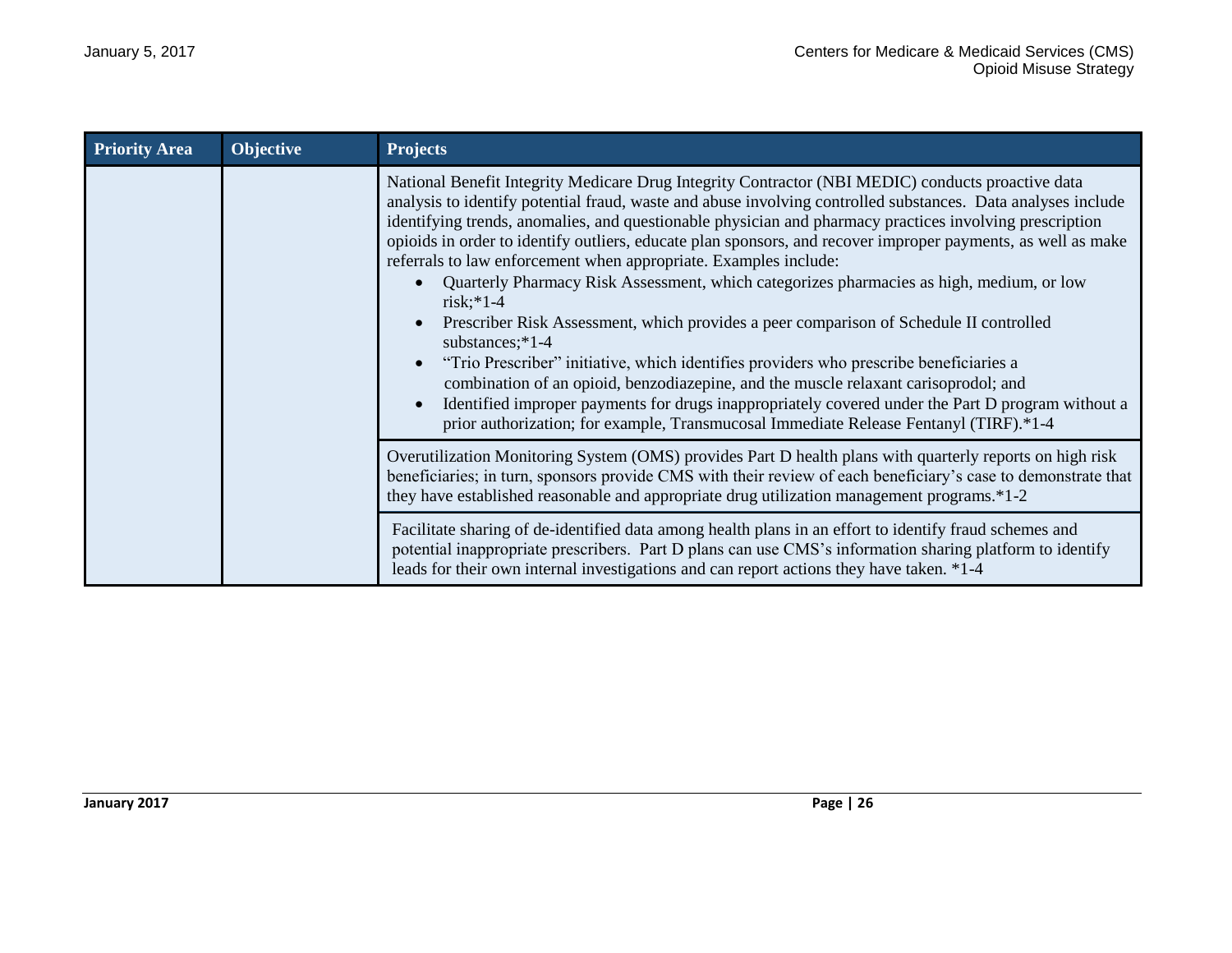| Priority Area | Objective | Projects |
|---|---|---|
| | | National Benefit Integrity Medicare Drug Integrity Contractor (NBI MEDIC) conducts proactive data analysis to identify potential fraud, waste and abuse involving controlled substances. Data analyses include identifying trends, anomalies, and questionable physician and pharmacy practices involving prescription opioids in order to identify outliers, educate plan sponsors, and recover improper payments, as well as make referrals to law enforcement when appropriate. Examples include: <br>• Quarterly Pharmacy Risk Assessment, which categorizes pharmacies as high, medium, or low risk;*1-4 <br>• Prescriber Risk Assessment, which provides a peer comparison of Schedule II controlled substances;*1-4 <br>• "Trio Prescriber" initiative, which identifies providers who prescribe beneficiaries a combination of an opioid, benzodiazepine, and the muscle relaxant carisoprodol; and <br>• Identified improper payments for drugs inappropriately covered under the Part D program without a prior authorization; for example, Transmucosal Immediate Release Fentanyl (TIRF).*1-4 |
| | | Overutilization Monitoring System (OMS) provides Part D health plans with quarterly reports on high risk beneficiaries; in turn, sponsors provide CMS with their review of each beneficiary's case to demonstrate that they have established reasonable and appropriate drug utilization management programs.*1-2 |
| | | Facilitate sharing of de-identified data among health plans in an effort to identify fraud schemes and potential inappropriate prescribers. Part D plans can use CMS's information sharing platform to identify leads for their own internal investigations and can report actions they have taken. *1-4 |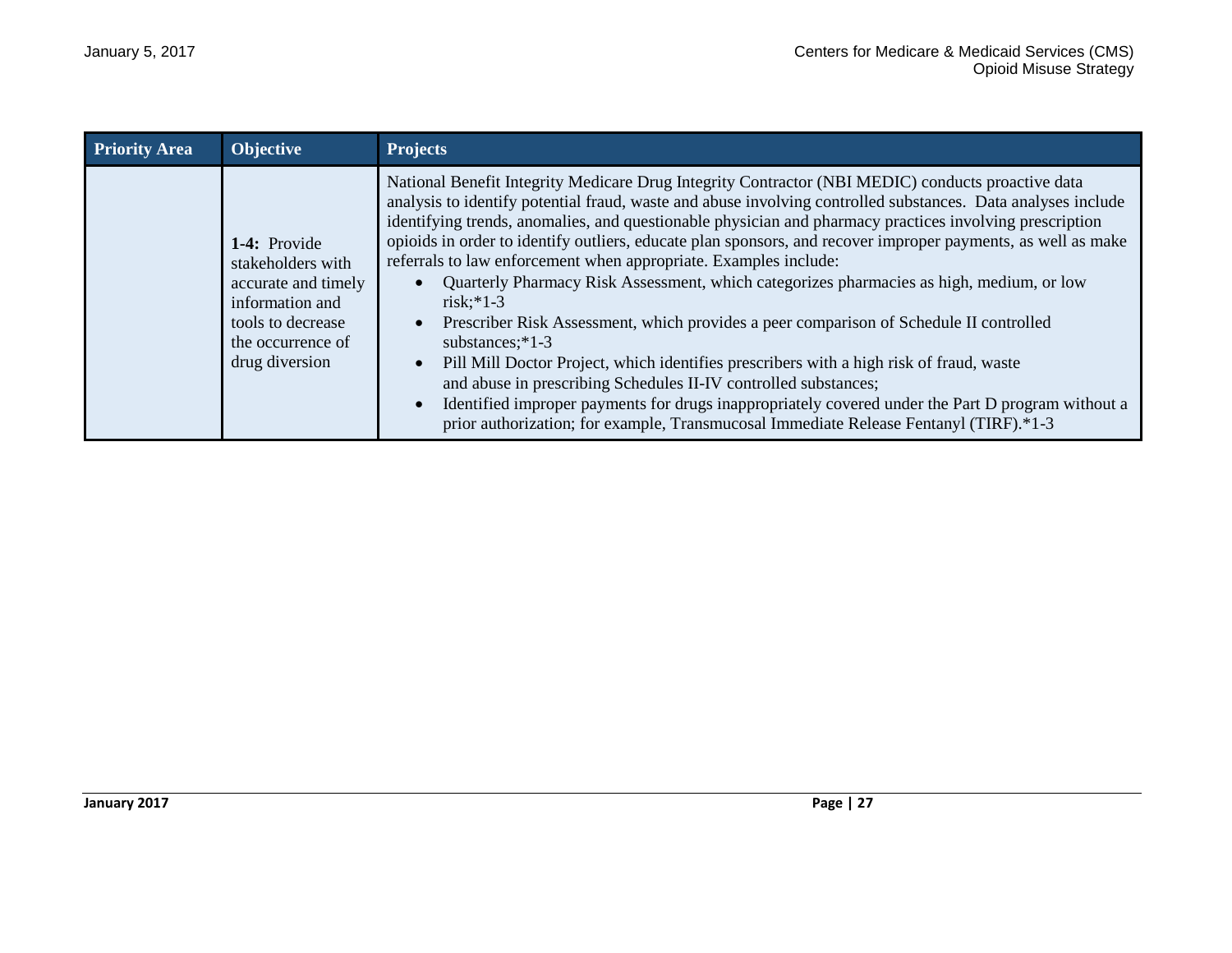| Priority Area | Objective | Projects |
|---|---|---|
| | **1-4:** Provide stakeholders with accurate and timely information and tools to decrease the occurrence of drug diversion | National Benefit Integrity Medicare Drug Integrity Contractor (NBI MEDIC) conducts proactive data analysis to identify potential fraud, waste and abuse involving controlled substances. Data analyses include identifying trends, anomalies, and questionable physician and pharmacy practices involving prescription opioids in order to identify outliers, educate plan sponsors, and recover improper payments, as well as make referrals to law enforcement when appropriate. Examples include: <br>• Quarterly Pharmacy Risk Assessment, which categorizes pharmacies as high, medium, or low risk;*1-3 <br>• Prescriber Risk Assessment, which provides a peer comparison of Schedule II controlled substances;*1-3 <br>• Pill Mill Doctor Project, which identifies prescribers with a high risk of fraud, waste and abuse in prescribing Schedules II-IV controlled substances; <br>• Identified improper payments for drugs inappropriately covered under the Part D program without a prior authorization; for example, Transmucosal Immediate Release Fentanyl (TIRF).*1-3 |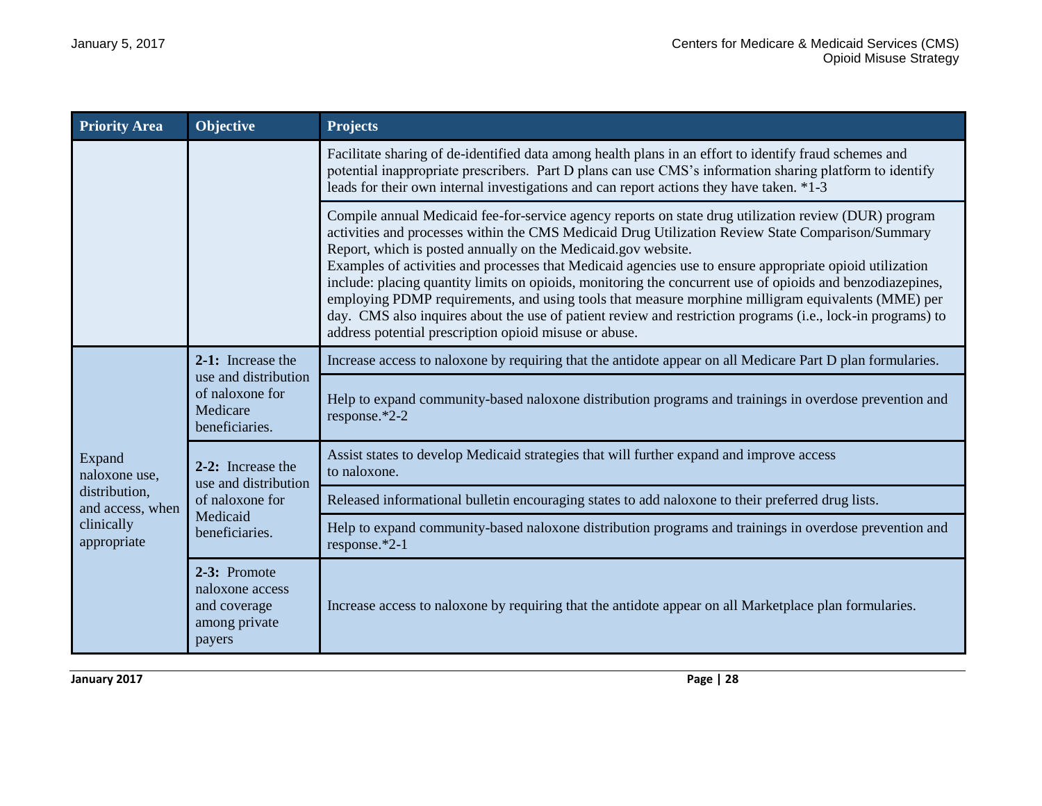| Priority Area | Objective | Projects |
| --- | --- | --- |
| | | Facilitate sharing of de-identified data among health plans in an effort to identify fraud schemes and potential inappropriate prescribers. Part D plans can use CMS's information sharing platform to identify leads for their own internal investigations and can report actions they have taken. *1-3 |
| | | Compile annual Medicaid fee-for-service agency reports on state drug utilization review (DUR) program activities and processes within the CMS Medicaid Drug Utilization Review State Comparison/Summary Report, which is posted annually on the Medicaid.gov website.<br>Examples of activities and processes that Medicaid agencies use to ensure appropriate opioid utilization include: placing quantity limits on opioids, monitoring the concurrent use of opioids and benzodiazepines, employing PDMP requirements, and using tools that measure morphine milligram equivalents (MME) per day. CMS also inquires about the use of patient review and restriction programs (i.e., lock-in programs) to address potential prescription opioid misuse or abuse. |
| Expand naloxone use, distribution, and access, when clinically appropriate | **2-1:** Increase the use and distribution of naloxone for Medicare beneficiaries. | Increase access to naloxone by requiring that the antidote appear on all Medicare Part D plan formularies. |
| | | Help to expand community-based naloxone distribution programs and trainings in overdose prevention and response.*2-2 |
| | **2-2:** Increase the use and distribution of naloxone for Medicaid beneficiaries. | Assist states to develop Medicaid strategies that will further expand and improve access to naloxone. |
| | | Released informational bulletin encouraging states to add naloxone to their preferred drug lists. |
| | | Help to expand community-based naloxone distribution programs and trainings in overdose prevention and response.*2-1 |
| | **2-3:** Promote naloxone access and coverage among private payers | Increase access to naloxone by requiring that the antidote appear on all Marketplace plan formularies. |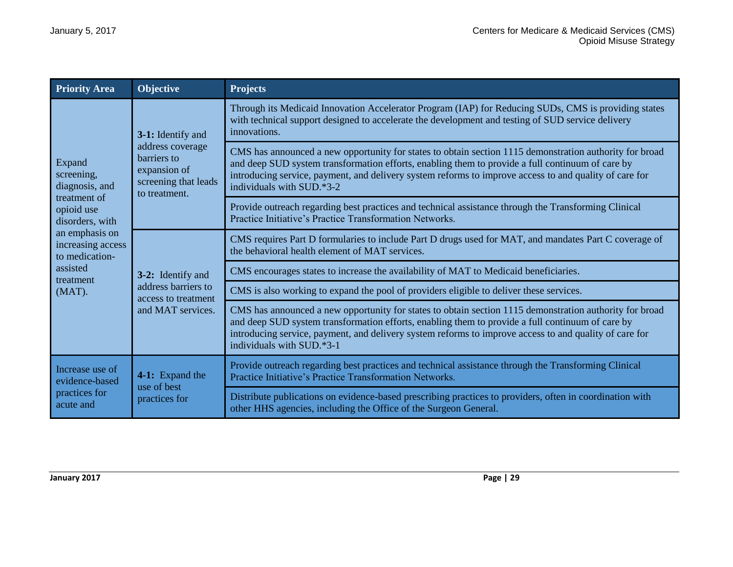| Priority Area | Objective | Projects |
| --- | --- | --- |
| Expand screening, diagnosis, and treatment of opioid use disorders, with an emphasis on increasing access to medication-assisted treatment (MAT). | **3-1:** Identify and address coverage barriers to expansion of screening that leads to treatment. | Through its Medicaid Innovation Accelerator Program (IAP) for Reducing SUDs, CMS is providing states with technical support designed to accelerate the development and testing of SUD service delivery innovations. |
| | | CMS has announced a new opportunity for states to obtain section 1115 demonstration authority for broad and deep SUD system transformation efforts, enabling them to provide a full continuum of care by introducing service, payment, and delivery system reforms to improve access to and quality of care for individuals with SUD.*3-2 |
| | | Provide outreach regarding best practices and technical assistance through the Transforming Clinical Practice Initiative's Practice Transformation Networks. |
| | **3-2:** Identify and address barriers to access to treatment and MAT services. | CMS requires Part D formularies to include Part D drugs used for MAT, and mandates Part C coverage of the behavioral health element of MAT services. |
| | | CMS encourages states to increase the availability of MAT to Medicaid beneficiaries. |
| | | CMS is also working to expand the pool of providers eligible to deliver these services. |
| | | CMS has announced a new opportunity for states to obtain section 1115 demonstration authority for broad and deep SUD system transformation efforts, enabling them to provide a full continuum of care by introducing service, payment, and delivery system reforms to improve access to and quality of care for individuals with SUD.*3-1 |
| Increase use of evidence-based practices for acute and | **4-1:** Expand the use of best practices for | Provide outreach regarding best practices and technical assistance through the Transforming Clinical Practice Initiative's Practice Transformation Networks. |
| | | Distribute publications on evidence-based prescribing practices to providers, often in coordination with other HHS agencies, including the Office of the Surgeon General. |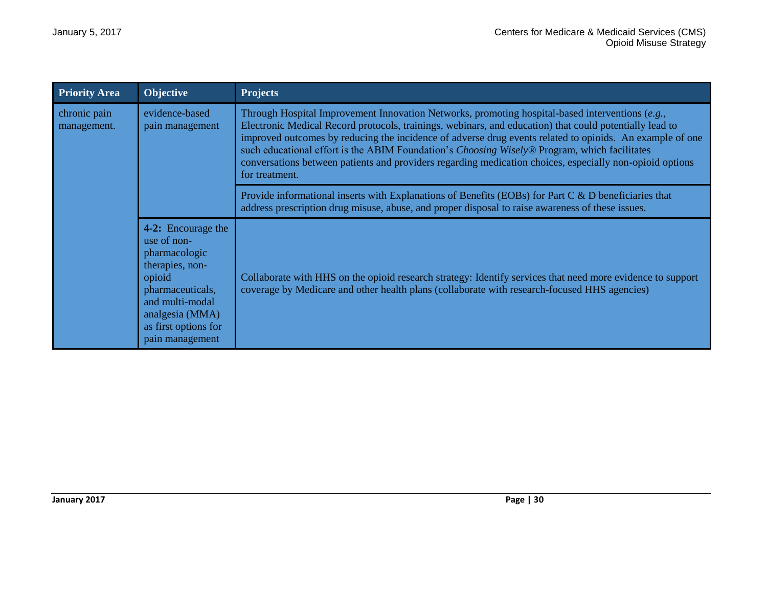| Priority Area | Objective | Projects |
|---|---|---|
| chronic pain management. | evidence-based pain management | Through Hospital Improvement Innovation Networks, promoting hospital-based interventions (*e.g.*, Electronic Medical Record protocols, trainings, webinars, and education) that could potentially lead to improved outcomes by reducing the incidence of adverse drug events related to opioids. An example of one such educational effort is the ABIM Foundation's *Choosing Wisely*® Program, which facilitates conversations between patients and providers regarding medication choices, especially non-opioid options for treatment. |
| | | Provide informational inserts with Explanations of Benefits (EOBs) for Part C & D beneficiaries that address prescription drug misuse, abuse, and proper disposal to raise awareness of these issues. |
| | **4-2:** Encourage the use of non-pharmacologic therapies, non-opioid pharmaceuticals, and multi-modal analgesia (MMA) as first options for pain management | Collaborate with HHS on the opioid research strategy: Identify services that need more evidence to support coverage by Medicare and other health plans (collaborate with research-focused HHS agencies) |